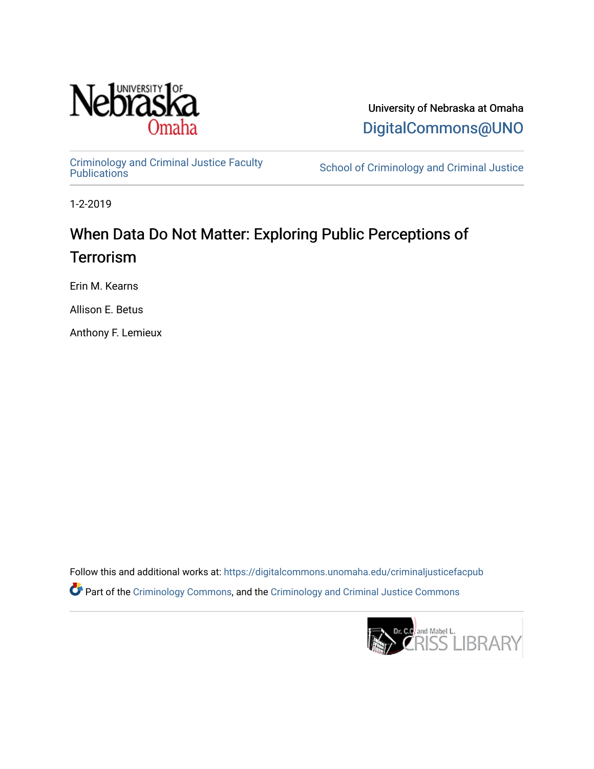University of Nebraska at Omaha

DigitalCommons@UNO

Criminology and Criminal Justice Faculty Publications

School of Criminology and Criminal Justice

1-2-2019

# When Data Do Not Matter: Exploring Public Perceptions of Terrorism

Erin M. Kearns

Allison E. Betus

Anthony F. Lemieux

Follow this and additional works at: https://digitalcommons.unomaha.edu/criminaljusticefacpub

Part of the Criminology Commons, and the Criminology and Criminal Justice Commons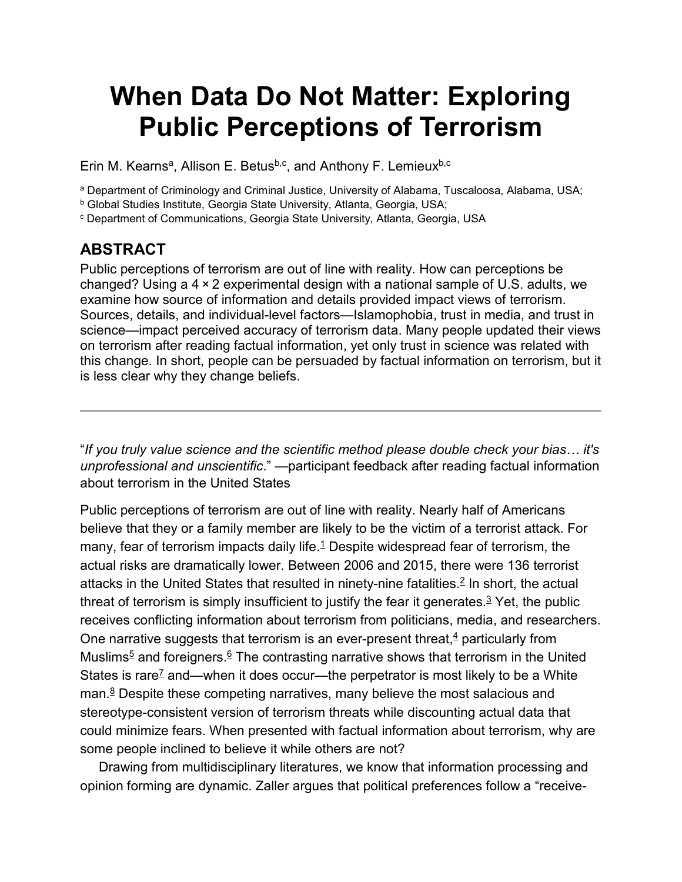# When Data Do Not Matter: Exploring Public Perceptions of Terrorism

Erin M. Kearns[a], Allison E. Betus[b,c], and Anthony F. Lemieux[b,c]

[a] Department of Criminology and Criminal Justice, University of Alabama, Tuscaloosa, Alabama, USA;

[b] Global Studies Institute, Georgia State University, Atlanta, Georgia, USA;

[c] Department of Communications, Georgia State University, Atlanta, Georgia, USA

## ABSTRACT

Public perceptions of terrorism are out of line with reality. How can perceptions be changed? Using a 4 × 2 experimental design with a national sample of U.S. adults, we examine how source of information and details provided impact views of terrorism. Sources, details, and individual-level factors—Islamophobia, trust in media, and trust in science—impact perceived accuracy of terrorism data. Many people updated their views on terrorism after reading factual information, yet only trust in science was related with this change. In short, people can be persuaded by factual information on terrorism, but it is less clear why they change beliefs.

---

"*If you truly value science and the scientific method please double check your bias… it's unprofessional and unscientific*." —participant feedback after reading factual information about terrorism in the United States

Public perceptions of terrorism are out of line with reality. Nearly half of Americans believe that they or a family member are likely to be the victim of a terrorist attack. For many, fear of terrorism impacts daily life.[1] Despite widespread fear of terrorism, the actual risks are dramatically lower. Between 2006 and 2015, there were 136 terrorist attacks in the United States that resulted in ninety-nine fatalities.[2] In short, the actual threat of terrorism is simply insufficient to justify the fear it generates.[3] Yet, the public receives conflicting information about terrorism from politicians, media, and researchers. One narrative suggests that terrorism is an ever-present threat,[4] particularly from Muslims[5] and foreigners.[6] The contrasting narrative shows that terrorism in the United States is rare[7] and—when it does occur—the perpetrator is most likely to be a White man.[8] Despite these competing narratives, many believe the most salacious and stereotype-consistent version of terrorism threats while discounting actual data that could minimize fears. When presented with factual information about terrorism, why are some people inclined to believe it while others are not?

Drawing from multidisciplinary literatures, we know that information processing and opinion forming are dynamic. Zaller argues that political preferences follow a "receive-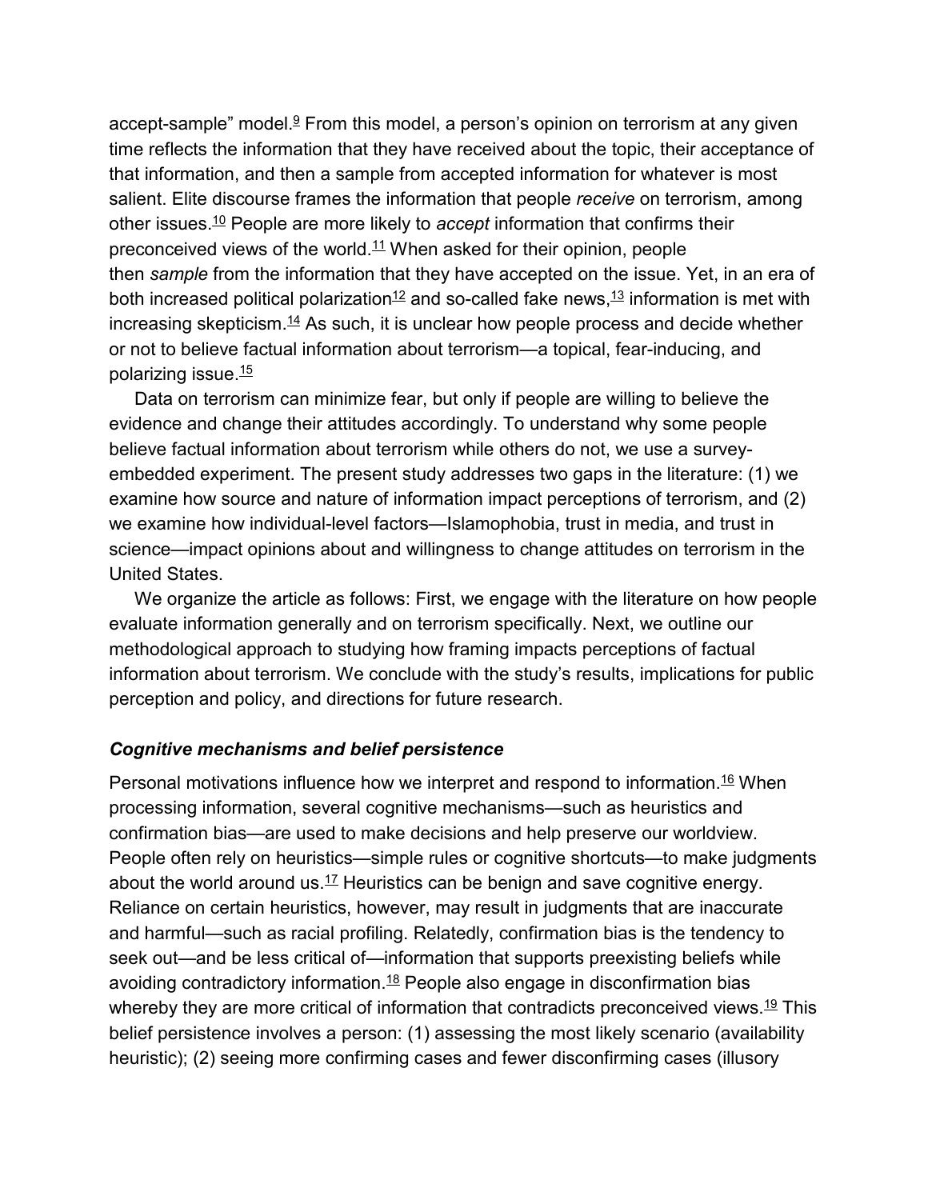accept-sample" model.[9] From this model, a person's opinion on terrorism at any given time reflects the information that they have received about the topic, their acceptance of that information, and then a sample from accepted information for whatever is most salient. Elite discourse frames the information that people *receive* on terrorism, among other issues.[10] People are more likely to *accept* information that confirms their preconceived views of the world.[11] When asked for their opinion, people then *sample* from the information that they have accepted on the issue. Yet, in an era of both increased political polarization[12] and so-called fake news,[13] information is met with increasing skepticism.[14] As such, it is unclear how people process and decide whether or not to believe factual information about terrorism—a topical, fear-inducing, and polarizing issue.[15]

Data on terrorism can minimize fear, but only if people are willing to believe the evidence and change their attitudes accordingly. To understand why some people believe factual information about terrorism while others do not, we use a survey-embedded experiment. The present study addresses two gaps in the literature: (1) we examine how source and nature of information impact perceptions of terrorism, and (2) we examine how individual-level factors—Islamophobia, trust in media, and trust in science—impact opinions about and willingness to change attitudes on terrorism in the United States.

We organize the article as follows: First, we engage with the literature on how people evaluate information generally and on terrorism specifically. Next, we outline our methodological approach to studying how framing impacts perceptions of factual information about terrorism. We conclude with the study's results, implications for public perception and policy, and directions for future research.

### *Cognitive mechanisms and belief persistence*

Personal motivations influence how we interpret and respond to information.[16] When processing information, several cognitive mechanisms—such as heuristics and confirmation bias—are used to make decisions and help preserve our worldview. People often rely on heuristics—simple rules or cognitive shortcuts—to make judgments about the world around us.[17] Heuristics can be benign and save cognitive energy. Reliance on certain heuristics, however, may result in judgments that are inaccurate and harmful—such as racial profiling. Relatedly, confirmation bias is the tendency to seek out—and be less critical of—information that supports preexisting beliefs while avoiding contradictory information.[18] People also engage in disconfirmation bias whereby they are more critical of information that contradicts preconceived views.[19] This belief persistence involves a person: (1) assessing the most likely scenario (availability heuristic); (2) seeing more confirming cases and fewer disconfirming cases (illusory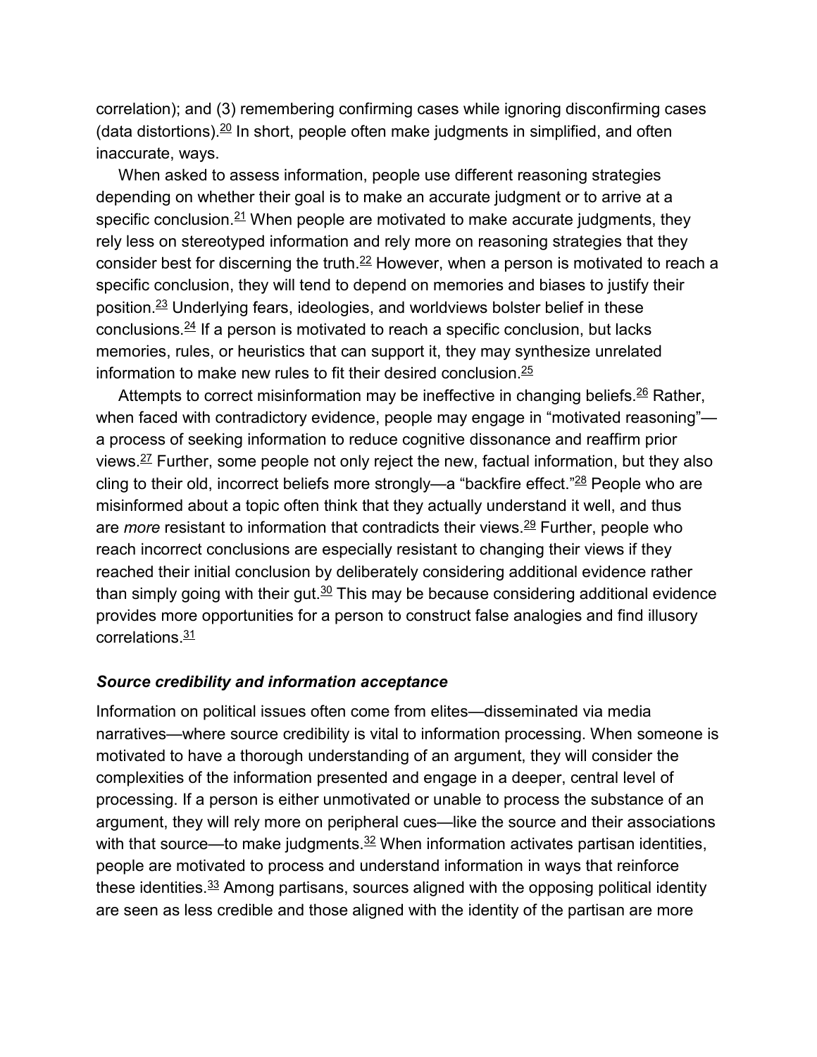correlation); and (3) remembering confirming cases while ignoring disconfirming cases (data distortions).[20] In short, people often make judgments in simplified, and often inaccurate, ways.

When asked to assess information, people use different reasoning strategies depending on whether their goal is to make an accurate judgment or to arrive at a specific conclusion.[21] When people are motivated to make accurate judgments, they rely less on stereotyped information and rely more on reasoning strategies that they consider best for discerning the truth.[22] However, when a person is motivated to reach a specific conclusion, they will tend to depend on memories and biases to justify their position.[23] Underlying fears, ideologies, and worldviews bolster belief in these conclusions.[24] If a person is motivated to reach a specific conclusion, but lacks memories, rules, or heuristics that can support it, they may synthesize unrelated information to make new rules to fit their desired conclusion.[25]

Attempts to correct misinformation may be ineffective in changing beliefs.[26] Rather, when faced with contradictory evidence, people may engage in "motivated reasoning"—a process of seeking information to reduce cognitive dissonance and reaffirm prior views.[27] Further, some people not only reject the new, factual information, but they also cling to their old, incorrect beliefs more strongly—a "backfire effect."[28] People who are misinformed about a topic often think that they actually understand it well, and thus are *more* resistant to information that contradicts their views.[29] Further, people who reach incorrect conclusions are especially resistant to changing their views if they reached their initial conclusion by deliberately considering additional evidence rather than simply going with their gut.[30] This may be because considering additional evidence provides more opportunities for a person to construct false analogies and find illusory correlations.[31]

### *Source credibility and information acceptance*

Information on political issues often come from elites—disseminated via media narratives—where source credibility is vital to information processing. When someone is motivated to have a thorough understanding of an argument, they will consider the complexities of the information presented and engage in a deeper, central level of processing. If a person is either unmotivated or unable to process the substance of an argument, they will rely more on peripheral cues—like the source and their associations with that source—to make judgments.[32] When information activates partisan identities, people are motivated to process and understand information in ways that reinforce these identities.[33] Among partisans, sources aligned with the opposing political identity are seen as less credible and those aligned with the identity of the partisan are more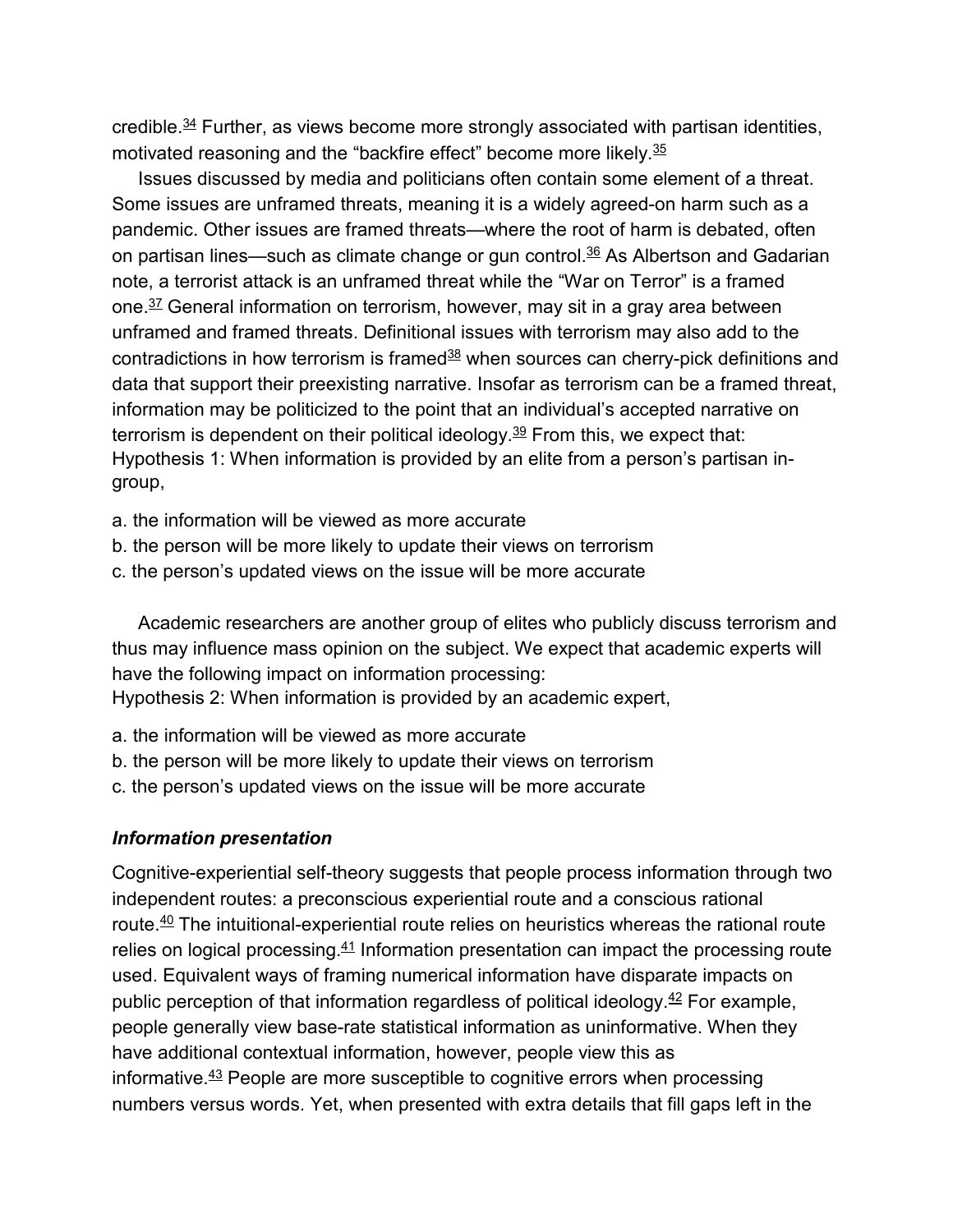credible.[34] Further, as views become more strongly associated with partisan identities, motivated reasoning and the "backfire effect" become more likely.[35]

Issues discussed by media and politicians often contain some element of a threat. Some issues are unframed threats, meaning it is a widely agreed-on harm such as a pandemic. Other issues are framed threats—where the root of harm is debated, often on partisan lines—such as climate change or gun control.[36] As Albertson and Gadarian note, a terrorist attack is an unframed threat while the "War on Terror" is a framed one.[37] General information on terrorism, however, may sit in a gray area between unframed and framed threats. Definitional issues with terrorism may also add to the contradictions in how terrorism is framed[38] when sources can cherry-pick definitions and data that support their preexisting narrative. Insofar as terrorism can be a framed threat, information may be politicized to the point that an individual's accepted narrative on terrorism is dependent on their political ideology.[39] From this, we expect that:
Hypothesis 1: When information is provided by an elite from a person's partisan in-group,

a. the information will be viewed as more accurate
b. the person will be more likely to update their views on terrorism
c. the person's updated views on the issue will be more accurate

Academic researchers are another group of elites who publicly discuss terrorism and thus may influence mass opinion on the subject. We expect that academic experts will have the following impact on information processing:
Hypothesis 2: When information is provided by an academic expert,

a. the information will be viewed as more accurate
b. the person will be more likely to update their views on terrorism
c. the person's updated views on the issue will be more accurate

### *Information presentation*

Cognitive-experiential self-theory suggests that people process information through two independent routes: a preconscious experiential route and a conscious rational route.[40] The intuitional-experiential route relies on heuristics whereas the rational route relies on logical processing.[41] Information presentation can impact the processing route used. Equivalent ways of framing numerical information have disparate impacts on public perception of that information regardless of political ideology.[42] For example, people generally view base-rate statistical information as uninformative. When they have additional contextual information, however, people view this as informative.[43] People are more susceptible to cognitive errors when processing numbers versus words. Yet, when presented with extra details that fill gaps left in the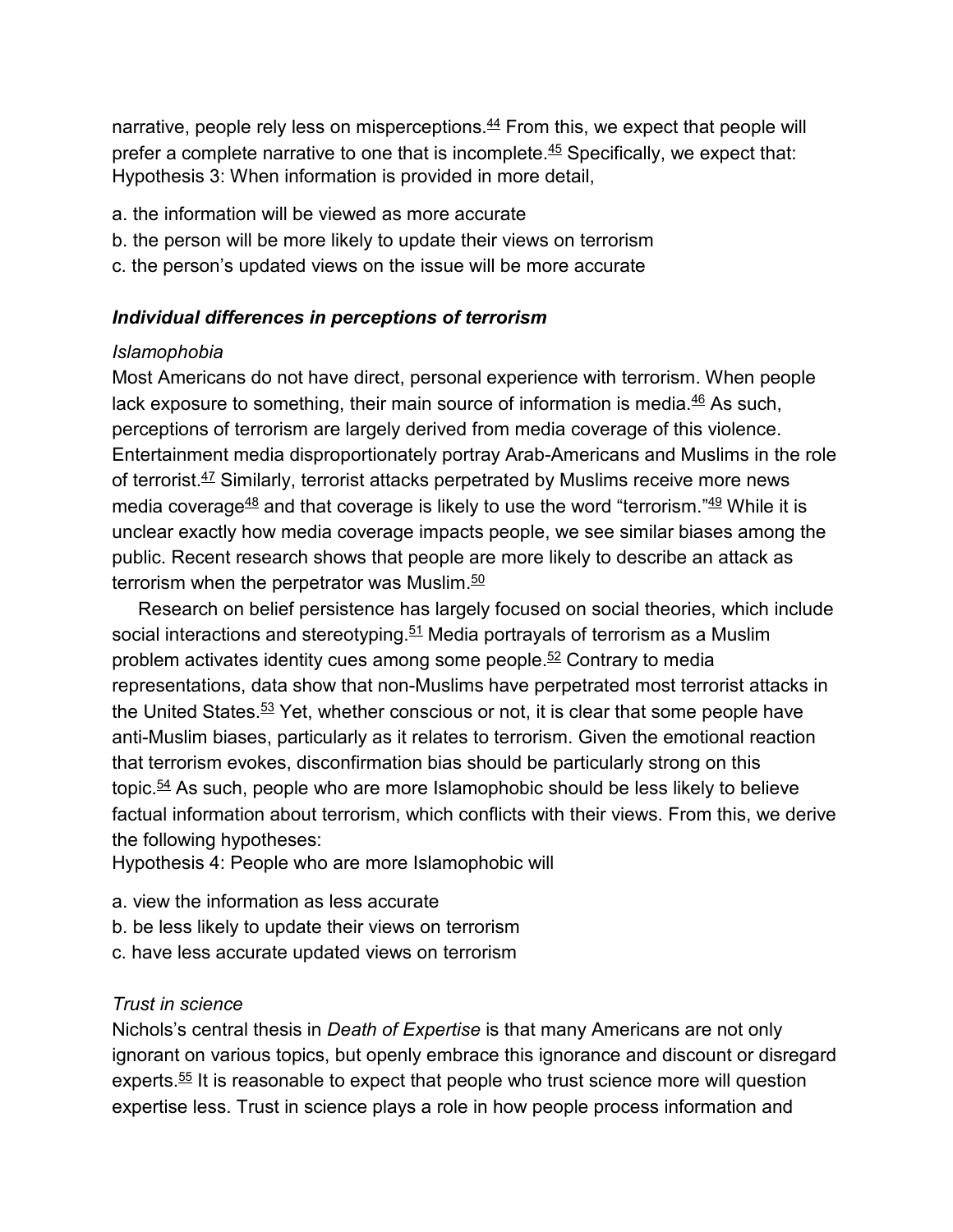narrative, people rely less on misperceptions.[44] From this, we expect that people will prefer a complete narrative to one that is incomplete.[45] Specifically, we expect that:
Hypothesis 3: When information is provided in more detail,

a. the information will be viewed as more accurate
b. the person will be more likely to update their views on terrorism
c. the person's updated views on the issue will be more accurate

### *Individual differences in perceptions of terrorism*

#### *Islamophobia*

Most Americans do not have direct, personal experience with terrorism. When people lack exposure to something, their main source of information is media.[46] As such, perceptions of terrorism are largely derived from media coverage of this violence. Entertainment media disproportionately portray Arab-Americans and Muslims in the role of terrorist.[47] Similarly, terrorist attacks perpetrated by Muslims receive more news media coverage[48] and that coverage is likely to use the word "terrorism."[49] While it is unclear exactly how media coverage impacts people, we see similar biases among the public. Recent research shows that people are more likely to describe an attack as terrorism when the perpetrator was Muslim.[50]

Research on belief persistence has largely focused on social theories, which include social interactions and stereotyping.[51] Media portrayals of terrorism as a Muslim problem activates identity cues among some people.[52] Contrary to media representations, data show that non-Muslims have perpetrated most terrorist attacks in the United States.[53] Yet, whether conscious or not, it is clear that some people have anti-Muslim biases, particularly as it relates to terrorism. Given the emotional reaction that terrorism evokes, disconfirmation bias should be particularly strong on this topic.[54] As such, people who are more Islamophobic should be less likely to believe factual information about terrorism, which conflicts with their views. From this, we derive the following hypotheses:
Hypothesis 4: People who are more Islamophobic will

a. view the information as less accurate
b. be less likely to update their views on terrorism
c. have less accurate updated views on terrorism

#### *Trust in science*

Nichols's central thesis in *Death of Expertise* is that many Americans are not only ignorant on various topics, but openly embrace this ignorance and discount or disregard experts.[55] It is reasonable to expect that people who trust science more will question expertise less. Trust in science plays a role in how people process information and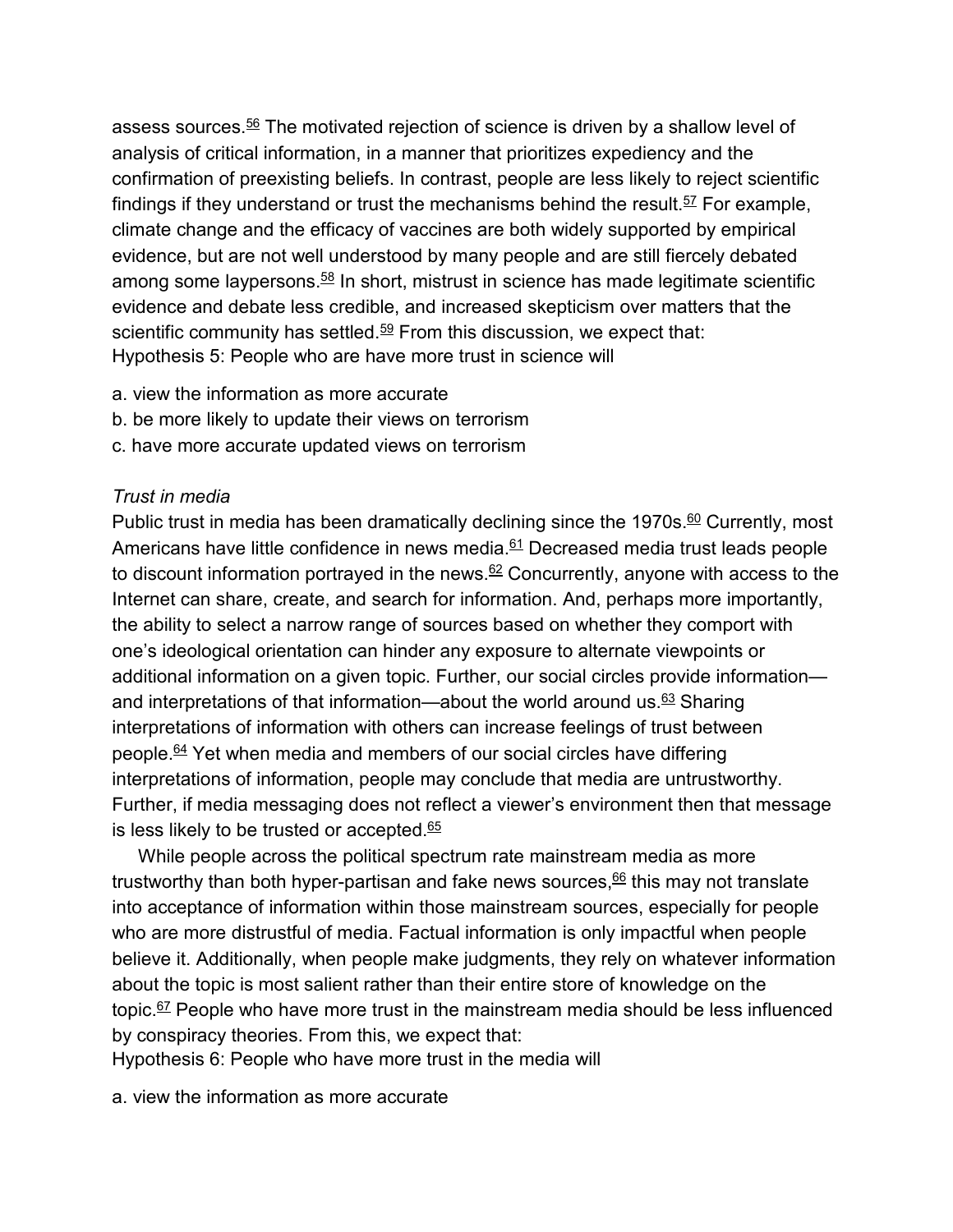assess sources.[56] The motivated rejection of science is driven by a shallow level of analysis of critical information, in a manner that prioritizes expediency and the confirmation of preexisting beliefs. In contrast, people are less likely to reject scientific findings if they understand or trust the mechanisms behind the result.[57] For example, climate change and the efficacy of vaccines are both widely supported by empirical evidence, but are not well understood by many people and are still fiercely debated among some laypersons.[58] In short, mistrust in science has made legitimate scientific evidence and debate less credible, and increased skepticism over matters that the scientific community has settled.[59] From this discussion, we expect that:
Hypothesis 5: People who are have more trust in science will

a. view the information as more accurate
b. be more likely to update their views on terrorism
c. have more accurate updated views on terrorism

*Trust in media*

Public trust in media has been dramatically declining since the 1970s.[60] Currently, most Americans have little confidence in news media.[61] Decreased media trust leads people to discount information portrayed in the news.[62] Concurrently, anyone with access to the Internet can share, create, and search for information. And, perhaps more importantly, the ability to select a narrow range of sources based on whether they comport with one's ideological orientation can hinder any exposure to alternate viewpoints or additional information on a given topic. Further, our social circles provide information—and interpretations of that information—about the world around us.[63] Sharing interpretations of information with others can increase feelings of trust between people.[64] Yet when media and members of our social circles have differing interpretations of information, people may conclude that media are untrustworthy. Further, if media messaging does not reflect a viewer's environment then that message is less likely to be trusted or accepted.[65]

While people across the political spectrum rate mainstream media as more trustworthy than both hyper-partisan and fake news sources,[66] this may not translate into acceptance of information within those mainstream sources, especially for people who are more distrustful of media. Factual information is only impactful when people believe it. Additionally, when people make judgments, they rely on whatever information about the topic is most salient rather than their entire store of knowledge on the topic.[67] People who have more trust in the mainstream media should be less influenced by conspiracy theories. From this, we expect that:
Hypothesis 6: People who have more trust in the media will

a. view the information as more accurate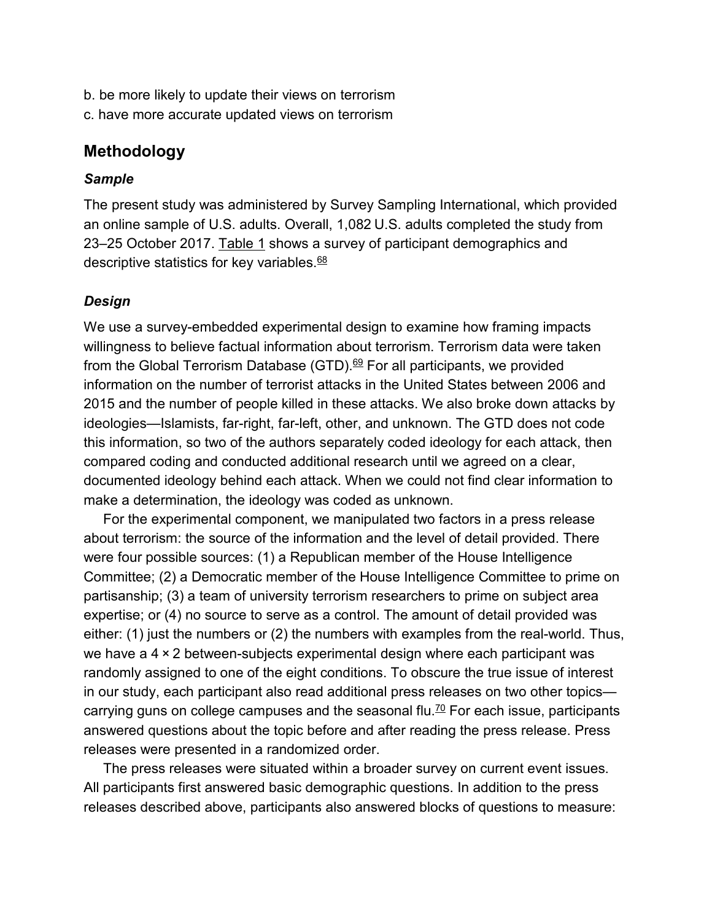b. be more likely to update their views on terrorism
c. have more accurate updated views on terrorism

## Methodology

### *Sample*

The present study was administered by Survey Sampling International, which provided an online sample of U.S. adults. Overall, 1,082 U.S. adults completed the study from 23–25 October 2017. Table 1 shows a survey of participant demographics and descriptive statistics for key variables.[68]

### *Design*

We use a survey-embedded experimental design to examine how framing impacts willingness to believe factual information about terrorism. Terrorism data were taken from the Global Terrorism Database (GTD).[69] For all participants, we provided information on the number of terrorist attacks in the United States between 2006 and 2015 and the number of people killed in these attacks. We also broke down attacks by ideologies—Islamists, far-right, far-left, other, and unknown. The GTD does not code this information, so two of the authors separately coded ideology for each attack, then compared coding and conducted additional research until we agreed on a clear, documented ideology behind each attack. When we could not find clear information to make a determination, the ideology was coded as unknown.

For the experimental component, we manipulated two factors in a press release about terrorism: the source of the information and the level of detail provided. There were four possible sources: (1) a Republican member of the House Intelligence Committee; (2) a Democratic member of the House Intelligence Committee to prime on partisanship; (3) a team of university terrorism researchers to prime on subject area expertise; or (4) no source to serve as a control. The amount of detail provided was either: (1) just the numbers or (2) the numbers with examples from the real-world. Thus, we have a 4 × 2 between-subjects experimental design where each participant was randomly assigned to one of the eight conditions. To obscure the true issue of interest in our study, each participant also read additional press releases on two other topics—carrying guns on college campuses and the seasonal flu.[70] For each issue, participants answered questions about the topic before and after reading the press release. Press releases were presented in a randomized order.

The press releases were situated within a broader survey on current event issues. All participants first answered basic demographic questions. In addition to the press releases described above, participants also answered blocks of questions to measure: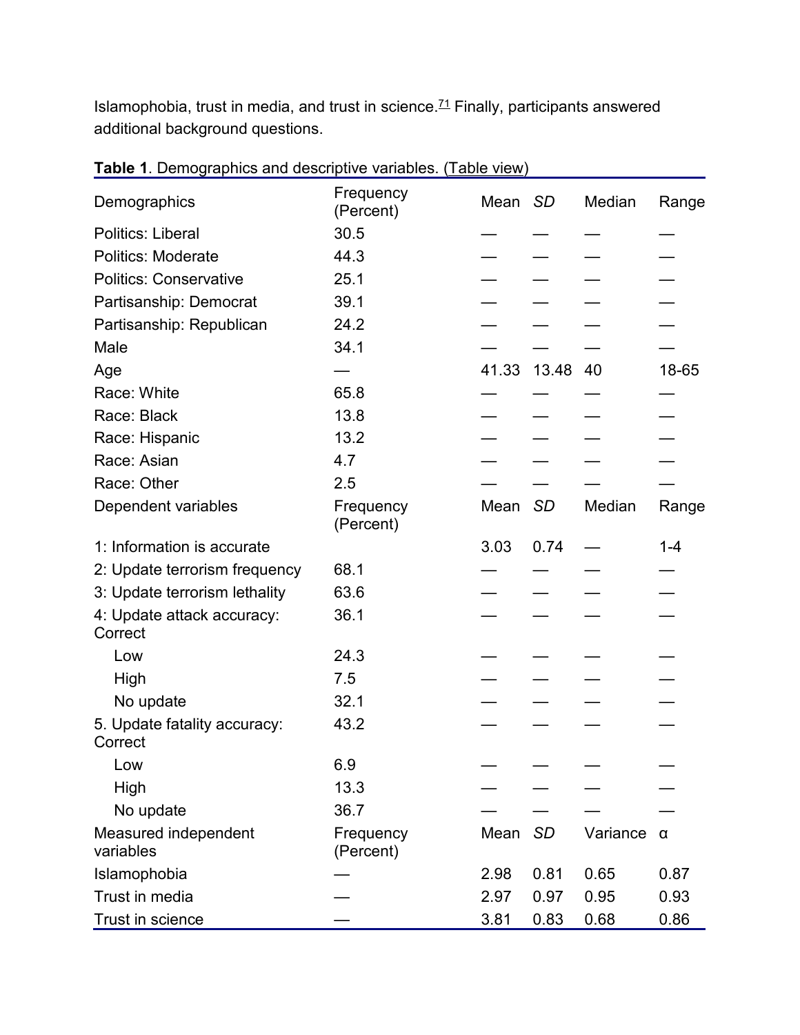Islamophobia, trust in media, and trust in science.[71] Finally, participants answered additional background questions.

**Table 1**. Demographics and descriptive variables. (Table view)

| Demographics | Frequency (Percent) | Mean | *SD* | Median | Range |
| --- | --- | --- | --- | --- | --- |
| Politics: Liberal | 30.5 | — | — | — | — |
| Politics: Moderate | 44.3 | — | — | — | — |
| Politics: Conservative | 25.1 | — | — | — | — |
| Partisanship: Democrat | 39.1 | — | — | — | — |
| Partisanship: Republican | 24.2 | — | — | — | — |
| Male | 34.1 | — | — | — | — |
| Age | — | 41.33 | 13.48 | 40 | 18-65 |
| Race: White | 65.8 | — | — | — | — |
| Race: Black | 13.8 | — | — | — | — |
| Race: Hispanic | 13.2 | — | — | — | — |
| Race: Asian | 4.7 | — | — | — | — |
| Race: Other | 2.5 | — | — | — | — |
| Dependent variables | Frequency (Percent) | Mean | *SD* | Median | Range |
| 1: Information is accurate | | 3.03 | 0.74 | — | 1-4 |
| 2: Update terrorism frequency | 68.1 | — | — | — | — |
| 3: Update terrorism lethality | 63.6 | — | — | — | — |
| 4: Update attack accuracy: Correct | 36.1 | — | — | — | — |
| Low | 24.3 | — | — | — | — |
| High | 7.5 | — | — | — | — |
| No update | 32.1 | — | — | — | — |
| 5. Update fatality accuracy: Correct | 43.2 | — | — | — | — |
| Low | 6.9 | — | — | — | — |
| High | 13.3 | — | — | — | — |
| No update | 36.7 | — | — | — | — |
| Measured independent variables | Frequency (Percent) | Mean | *SD* | Variance | α |
| Islamophobia | — | 2.98 | 0.81 | 0.65 | 0.87 |
| Trust in media | — | 2.97 | 0.97 | 0.95 | 0.93 |
| Trust in science | — | 3.81 | 0.83 | 0.68 | 0.86 |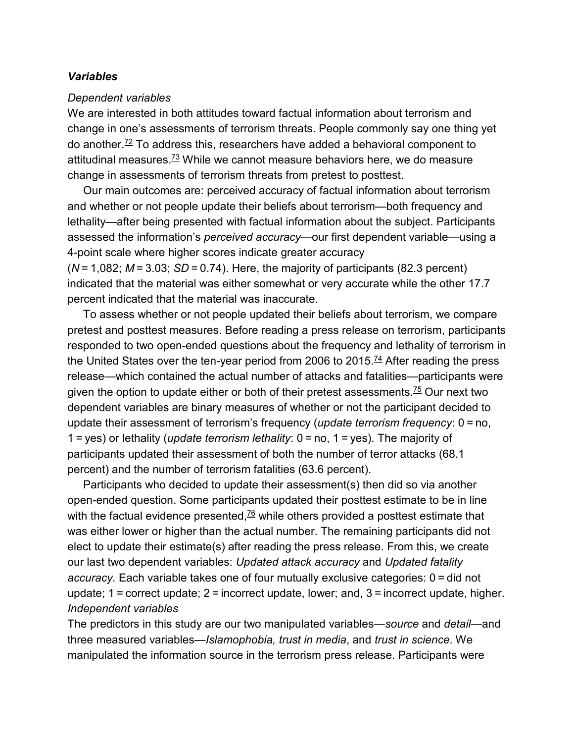### ***Variables***

*Dependent variables*

We are interested in both attitudes toward factual information about terrorism and change in one's assessments of terrorism threats. People commonly say one thing yet do another.[72] To address this, researchers have added a behavioral component to attitudinal measures.[73] While we cannot measure behaviors here, we do measure change in assessments of terrorism threats from pretest to posttest.

Our main outcomes are: perceived accuracy of factual information about terrorism and whether or not people update their beliefs about terrorism—both frequency and lethality—after being presented with factual information about the subject. Participants assessed the information's *perceived accuracy*—our first dependent variable—using a 4-point scale where higher scores indicate greater accuracy ($N = 1{,}082$; $M = 3.03$; $SD = 0.74$). Here, the majority of participants (82.3 percent) indicated that the material was either somewhat or very accurate while the other 17.7 percent indicated that the material was inaccurate.

To assess whether or not people updated their beliefs about terrorism, we compare pretest and posttest measures. Before reading a press release on terrorism, participants responded to two open-ended questions about the frequency and lethality of terrorism in the United States over the ten-year period from 2006 to 2015.[74] After reading the press release—which contained the actual number of attacks and fatalities—participants were given the option to update either or both of their pretest assessments.[75] Our next two dependent variables are binary measures of whether or not the participant decided to update their assessment of terrorism's frequency (*update terrorism frequency*: 0 = no, 1 = yes) or lethality (*update terrorism lethality*: 0 = no, 1 = yes). The majority of participants updated their assessment of both the number of terror attacks (68.1 percent) and the number of terrorism fatalities (63.6 percent).

Participants who decided to update their assessment(s) then did so via another open-ended question. Some participants updated their posttest estimate to be in line with the factual evidence presented,[76] while others provided a posttest estimate that was either lower or higher than the actual number. The remaining participants did not elect to update their estimate(s) after reading the press release. From this, we create our last two dependent variables: *Updated attack accuracy* and *Updated fatality accuracy.* Each variable takes one of four mutually exclusive categories: 0 = did not update; 1 = correct update; 2 = incorrect update, lower; and, 3 = incorrect update, higher.

*Independent variables*

The predictors in this study are our two manipulated variables—*source* and *detail*—and three measured variables—*Islamophobia, trust in media*, and *trust in science*. We manipulated the information source in the terrorism press release. Participants were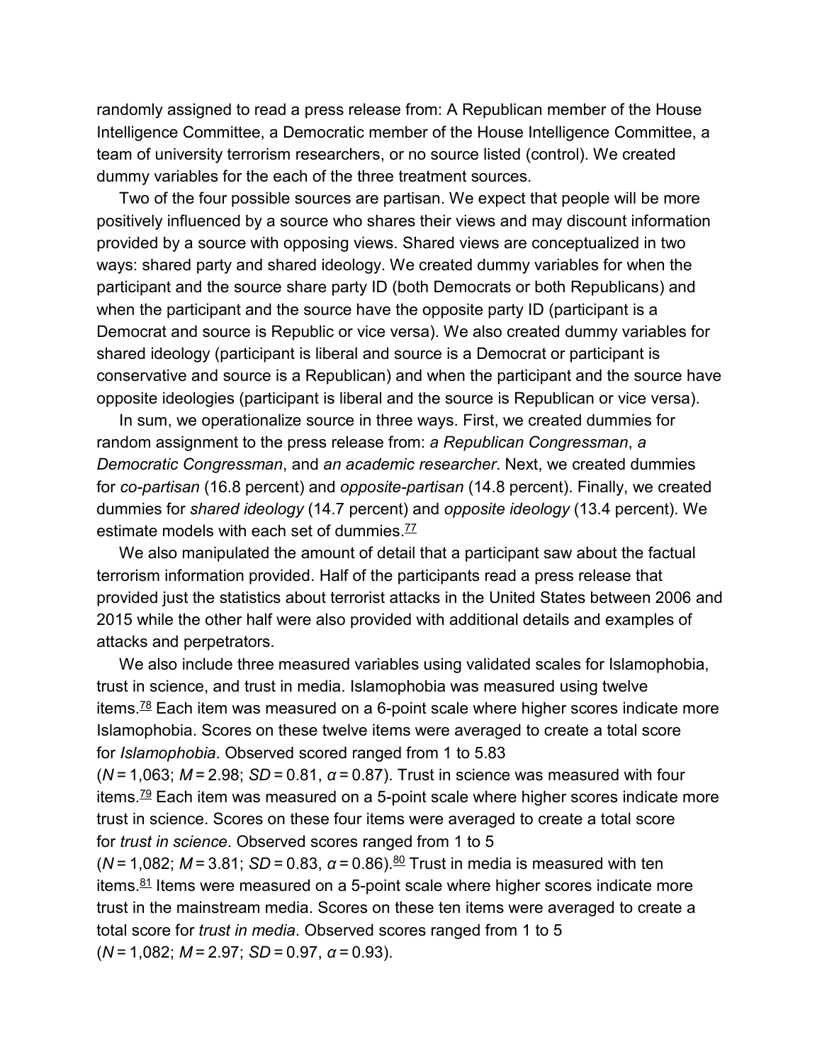randomly assigned to read a press release from: A Republican member of the House Intelligence Committee, a Democratic member of the House Intelligence Committee, a team of university terrorism researchers, or no source listed (control). We created dummy variables for the each of the three treatment sources.

Two of the four possible sources are partisan. We expect that people will be more positively influenced by a source who shares their views and may discount information provided by a source with opposing views. Shared views are conceptualized in two ways: shared party and shared ideology. We created dummy variables for when the participant and the source share party ID (both Democrats or both Republicans) and when the participant and the source have the opposite party ID (participant is a Democrat and source is Republic or vice versa). We also created dummy variables for shared ideology (participant is liberal and source is a Democrat or participant is conservative and source is a Republican) and when the participant and the source have opposite ideologies (participant is liberal and the source is Republican or vice versa).

In sum, we operationalize source in three ways. First, we created dummies for random assignment to the press release from: *a Republican Congressman*, *a Democratic Congressman*, and *an academic researcher*. Next, we created dummies for *co-partisan* (16.8 percent) and *opposite-partisan* (14.8 percent). Finally, we created dummies for *shared ideology* (14.7 percent) and *opposite ideology* (13.4 percent). We estimate models with each set of dummies.[77]

We also manipulated the amount of detail that a participant saw about the factual terrorism information provided. Half of the participants read a press release that provided just the statistics about terrorist attacks in the United States between 2006 and 2015 while the other half were also provided with additional details and examples of attacks and perpetrators.

We also include three measured variables using validated scales for Islamophobia, trust in science, and trust in media. Islamophobia was measured using twelve items.[78] Each item was measured on a 6-point scale where higher scores indicate more Islamophobia. Scores on these twelve items were averaged to create a total score for *Islamophobia*. Observed scored ranged from 1 to 5.83 ($N = 1{,}063$; $M = 2.98$; $SD = 0.81$, $\alpha = 0.87$). Trust in science was measured with four items.[79] Each item was measured on a 5-point scale where higher scores indicate more trust in science. Scores on these four items were averaged to create a total score for *trust in science*. Observed scores ranged from 1 to 5 ($N = 1{,}082$; $M = 3.81$; $SD = 0.83$, $\alpha = 0.86$).[80] Trust in media is measured with ten items.[81] Items were measured on a 5-point scale where higher scores indicate more trust in the mainstream media. Scores on these ten items were averaged to create a total score for *trust in media*. Observed scores ranged from 1 to 5 ($N = 1{,}082$; $M = 2.97$; $SD = 0.97$, $\alpha = 0.93$).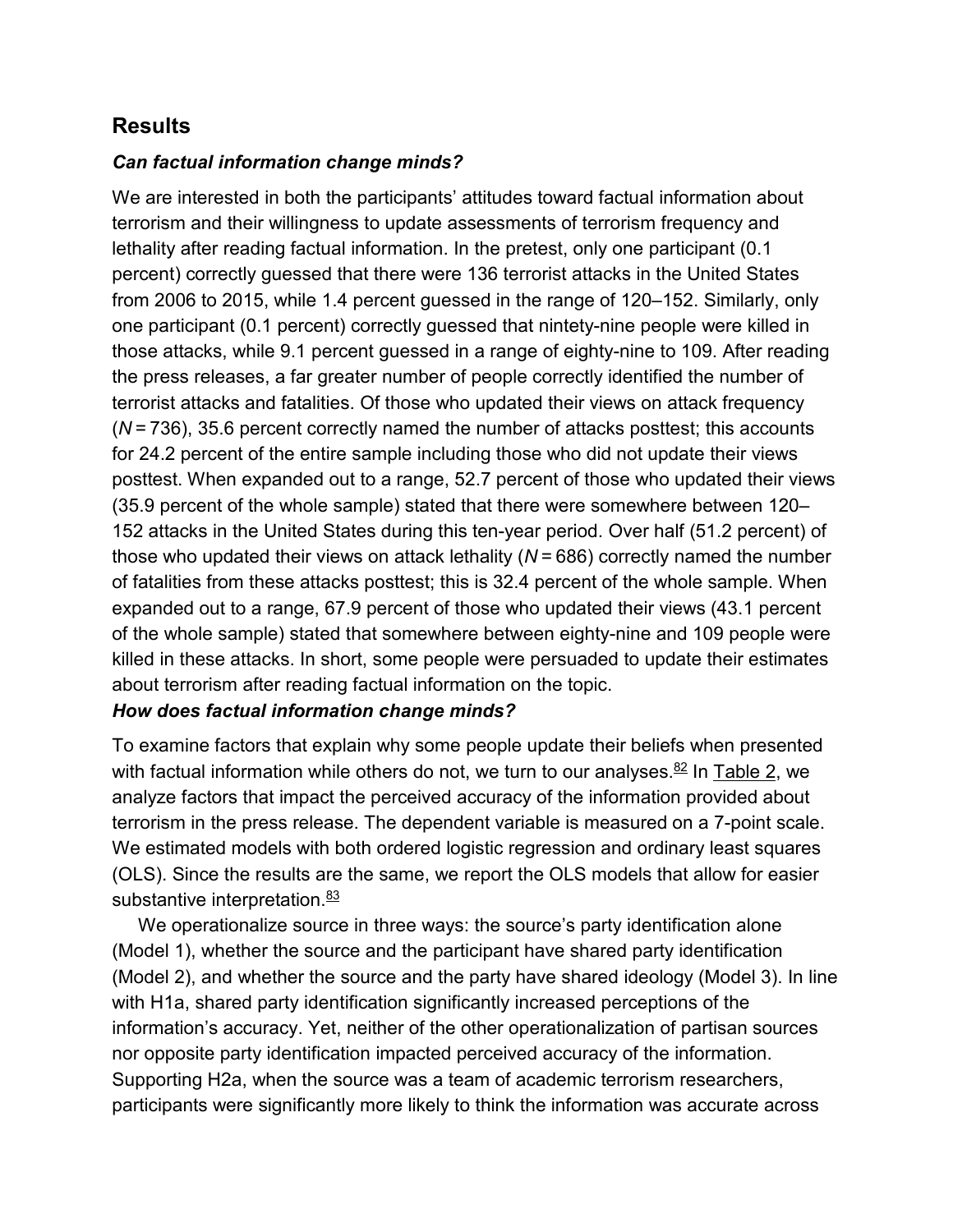## Results

### *Can factual information change minds?*

We are interested in both the participants' attitudes toward factual information about terrorism and their willingness to update assessments of terrorism frequency and lethality after reading factual information. In the pretest, only one participant (0.1 percent) correctly guessed that there were 136 terrorist attacks in the United States from 2006 to 2015, while 1.4 percent guessed in the range of 120–152. Similarly, only one participant (0.1 percent) correctly guessed that nintety-nine people were killed in those attacks, while 9.1 percent guessed in a range of eighty-nine to 109. After reading the press releases, a far greater number of people correctly identified the number of terrorist attacks and fatalities. Of those who updated their views on attack frequency ($N = 736$), 35.6 percent correctly named the number of attacks posttest; this accounts for 24.2 percent of the entire sample including those who did not update their views posttest. When expanded out to a range, 52.7 percent of those who updated their views (35.9 percent of the whole sample) stated that there were somewhere between 120–152 attacks in the United States during this ten-year period. Over half (51.2 percent) of those who updated their views on attack lethality ($N = 686$) correctly named the number of fatalities from these attacks posttest; this is 32.4 percent of the whole sample. When expanded out to a range, 67.9 percent of those who updated their views (43.1 percent of the whole sample) stated that somewhere between eighty-nine and 109 people were killed in these attacks. In short, some people were persuaded to update their estimates about terrorism after reading factual information on the topic.

### *How does factual information change minds?*

To examine factors that explain why some people update their beliefs when presented with factual information while others do not, we turn to our analyses.[82] In Table 2, we analyze factors that impact the perceived accuracy of the information provided about terrorism in the press release. The dependent variable is measured on a 7-point scale. We estimated models with both ordered logistic regression and ordinary least squares (OLS). Since the results are the same, we report the OLS models that allow for easier substantive interpretation.[83]

We operationalize source in three ways: the source's party identification alone (Model 1), whether the source and the participant have shared party identification (Model 2), and whether the source and the party have shared ideology (Model 3). In line with H1a, shared party identification significantly increased perceptions of the information's accuracy. Yet, neither of the other operationalization of partisan sources nor opposite party identification impacted perceived accuracy of the information. Supporting H2a, when the source was a team of academic terrorism researchers, participants were significantly more likely to think the information was accurate across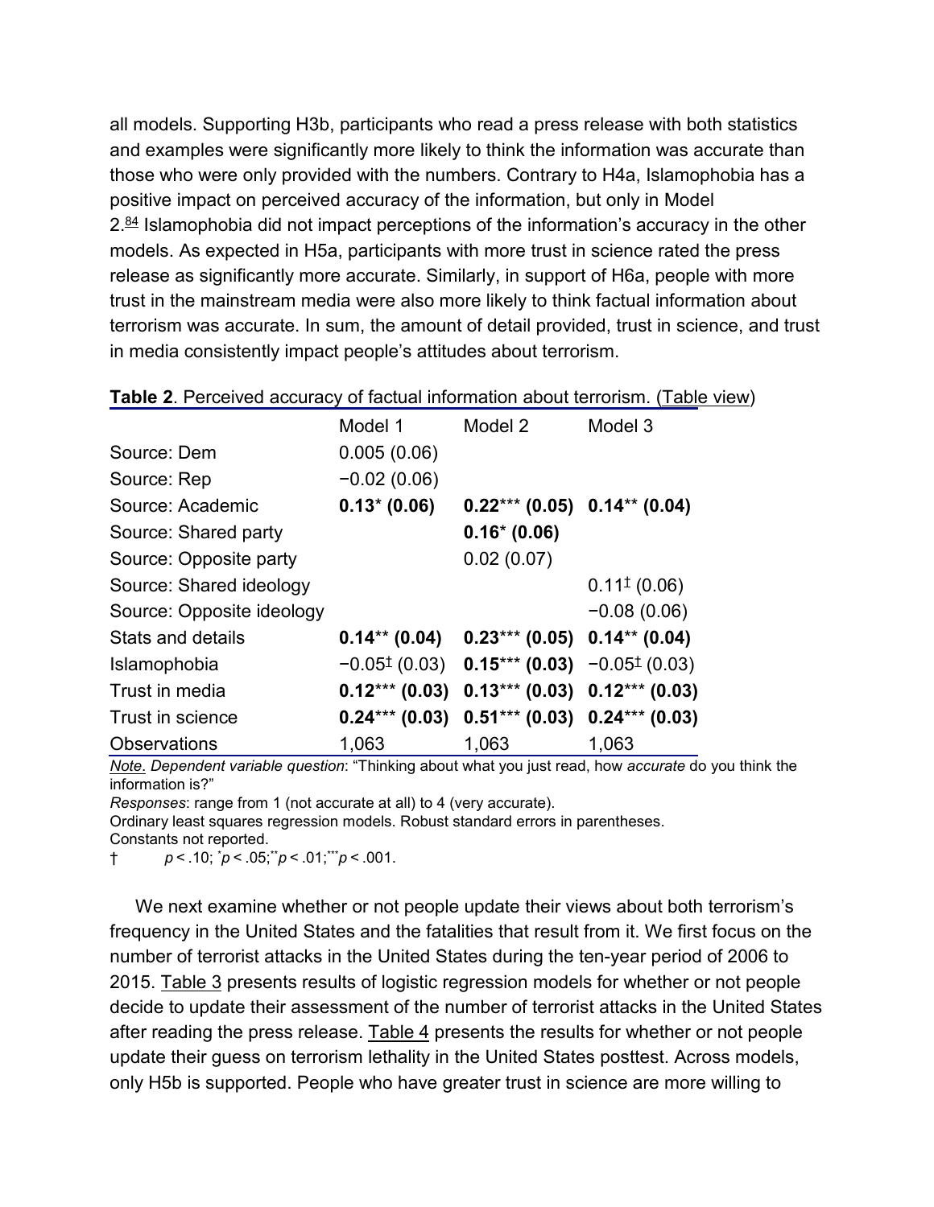all models. Supporting H3b, participants who read a press release with both statistics and examples were significantly more likely to think the information was accurate than those who were only provided with the numbers. Contrary to H4a, Islamophobia has a positive impact on perceived accuracy of the information, but only in Model 2.[84] Islamophobia did not impact perceptions of the information's accuracy in the other models. As expected in H5a, participants with more trust in science rated the press release as significantly more accurate. Similarly, in support of H6a, people with more trust in the mainstream media were also more likely to think factual information about terrorism was accurate. In sum, the amount of detail provided, trust in science, and trust in media consistently impact people's attitudes about terrorism.

**Table 2**. Perceived accuracy of factual information about terrorism. (Table view)

| | Model 1 | Model 2 | Model 3 |
|---|---|---|---|
| Source: Dem | 0.005 (0.06) | | |
| Source: Rep | −0.02 (0.06) | | |
| Source: Academic | **0.13* (0.06)** | **0.22*** (0.05)** | **0.14** (0.04)** |
| Source: Shared party | | **0.16* (0.06)** | |
| Source: Opposite party | | 0.02 (0.07) | |
| Source: Shared ideology | | | 0.11‡ (0.06) |
| Source: Opposite ideology | | | −0.08 (0.06) |
| Stats and details | **0.14** (0.04)** | **0.23*** (0.05)** | **0.14** (0.04)** |
| Islamophobia | −0.05‡ (0.03) | **0.15*** (0.03)** | −0.05‡ (0.03) |
| Trust in media | **0.12*** (0.03)** | **0.13*** (0.03)** | **0.12*** (0.03)** |
| Trust in science | **0.24*** (0.03)** | **0.51*** (0.03)** | **0.24*** (0.03)** |
| Observations | 1,063 | 1,063 | 1,063 |

*Note*. *Dependent variable question*: "Thinking about what you just read, how *accurate* do you think the information is?"

*Responses*: range from 1 (not accurate at all) to 4 (very accurate).

Ordinary least squares regression models. Robust standard errors in parentheses.

Constants not reported.

† $p < .10$; \*$p < .05$; \*\*$p < .01$; \*\*\*$p < .001$.

We next examine whether or not people update their views about both terrorism's frequency in the United States and the fatalities that result from it. We first focus on the number of terrorist attacks in the United States during the ten-year period of 2006 to 2015. Table 3 presents results of logistic regression models for whether or not people decide to update their assessment of the number of terrorist attacks in the United States after reading the press release. Table 4 presents the results for whether or not people update their guess on terrorism lethality in the United States posttest. Across models, only H5b is supported. People who have greater trust in science are more willing to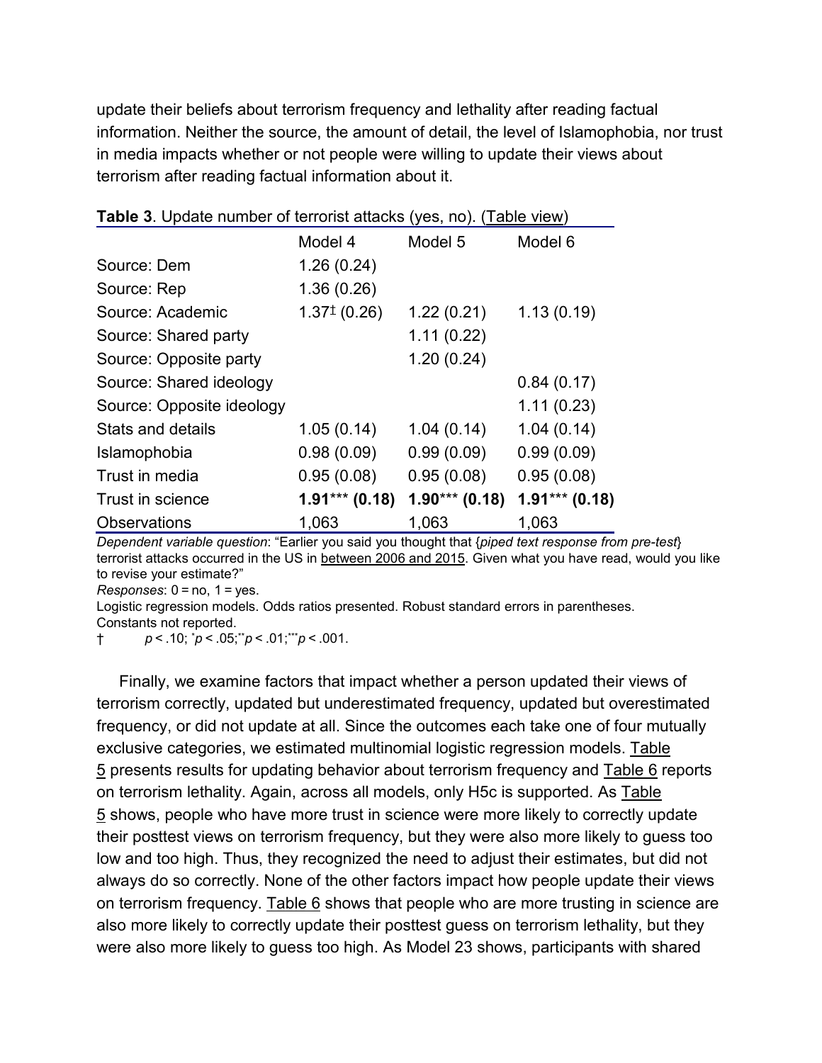update their beliefs about terrorism frequency and lethality after reading factual information. Neither the source, the amount of detail, the level of Islamophobia, nor trust in media impacts whether or not people were willing to update their views about terrorism after reading factual information about it.

**Table 3**. Update number of terrorist attacks (yes, no). (Table view)

| | Model 4 | Model 5 | Model 6 |
|---|---|---|---|
| Source: Dem | 1.26 (0.24) | | |
| Source: Rep | 1.36 (0.26) | | |
| Source: Academic | 1.37$^{\dagger}$ (0.26) | 1.22 (0.21) | 1.13 (0.19) |
| Source: Shared party | | 1.11 (0.22) | |
| Source: Opposite party | | 1.20 (0.24) | |
| Source: Shared ideology | | | 0.84 (0.17) |
| Source: Opposite ideology | | | 1.11 (0.23) |
| Stats and details | 1.05 (0.14) | 1.04 (0.14) | 1.04 (0.14) |
| Islamophobia | 0.98 (0.09) | 0.99 (0.09) | 0.99 (0.09) |
| Trust in media | 0.95 (0.08) | 0.95 (0.08) | 0.95 (0.08) |
| Trust in science | **1.91$^{***}$ (0.18)** | **1.90$^{***}$ (0.18)** | **1.91$^{***}$ (0.18)** |
| Observations | 1,063 | 1,063 | 1,063 |

*Dependent variable question*: "Earlier you said you thought that {*piped text response from pre-test*} terrorist attacks occurred in the US in between 2006 and 2015. Given what you have read, would you like to revise your estimate?"

*Responses*: 0 = no, 1 = yes.

Logistic regression models. Odds ratios presented. Robust standard errors in parentheses. Constants not reported.

† $p < .10$; $^{*}p < .05$; $^{**}p < .01$; $^{***}p < .001$.

Finally, we examine factors that impact whether a person updated their views of terrorism correctly, updated but underestimated frequency, updated but overestimated frequency, or did not update at all. Since the outcomes each take one of four mutually exclusive categories, we estimated multinomial logistic regression models. Table 5 presents results for updating behavior about terrorism frequency and Table 6 reports on terrorism lethality. Again, across all models, only H5c is supported. As Table 5 shows, people who have more trust in science were more likely to correctly update their posttest views on terrorism frequency, but they were also more likely to guess too low and too high. Thus, they recognized the need to adjust their estimates, but did not always do so correctly. None of the other factors impact how people update their views on terrorism frequency. Table 6 shows that people who are more trusting in science are also more likely to correctly update their posttest guess on terrorism lethality, but they were also more likely to guess too high. As Model 23 shows, participants with shared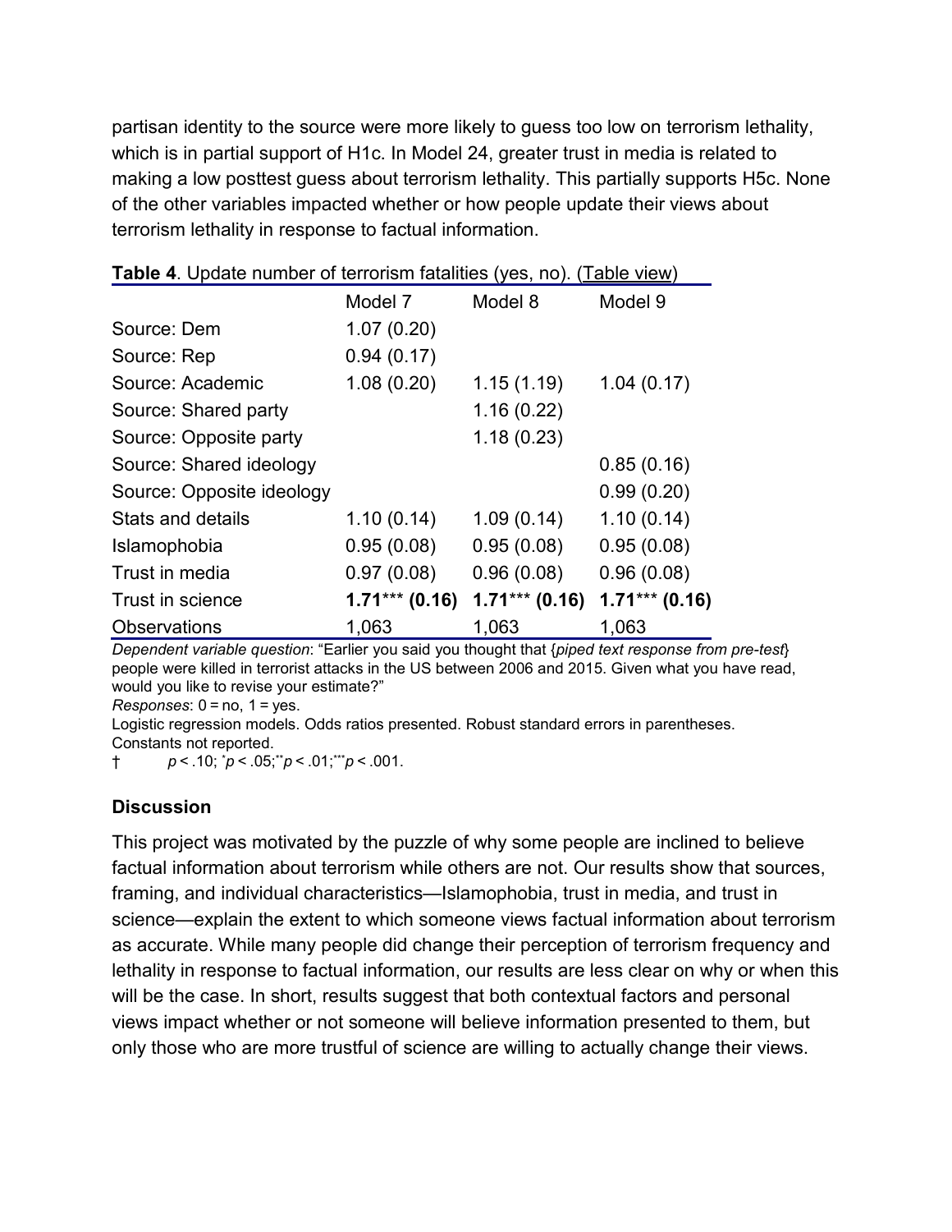partisan identity to the source were more likely to guess too low on terrorism lethality, which is in partial support of H1c. In Model 24, greater trust in media is related to making a low posttest guess about terrorism lethality. This partially supports H5c. None of the other variables impacted whether or how people update their views about terrorism lethality in response to factual information.

**Table 4**. Update number of terrorism fatalities (yes, no). (Table view)

| | Model 7 | Model 8 | Model 9 |
|---|---|---|---|
| Source: Dem | 1.07 (0.20) | | |
| Source: Rep | 0.94 (0.17) | | |
| Source: Academic | 1.08 (0.20) | 1.15 (1.19) | 1.04 (0.17) |
| Source: Shared party | | 1.16 (0.22) | |
| Source: Opposite party | | 1.18 (0.23) | |
| Source: Shared ideology | | | 0.85 (0.16) |
| Source: Opposite ideology | | | 0.99 (0.20) |
| Stats and details | 1.10 (0.14) | 1.09 (0.14) | 1.10 (0.14) |
| Islamophobia | 0.95 (0.08) | 0.95 (0.08) | 0.95 (0.08) |
| Trust in media | 0.97 (0.08) | 0.96 (0.08) | 0.96 (0.08) |
| Trust in science | **1.71*** (0.16)** | **1.71*** (0.16)** | **1.71*** (0.16)** |
| Observations | 1,063 | 1,063 | 1,063 |

*Dependent variable question*: "Earlier you said you thought that {*piped text response from pre-test*} people were killed in terrorist attacks in the US between 2006 and 2015. Given what you have read, would you like to revise your estimate?"

*Responses*: 0 = no, 1 = yes.

Logistic regression models. Odds ratios presented. Robust standard errors in parentheses. Constants not reported.

† $p < .10$; * $p < .05$; ** $p < .01$; *** $p < .001$.

### Discussion

This project was motivated by the puzzle of why some people are inclined to believe factual information about terrorism while others are not. Our results show that sources, framing, and individual characteristics—Islamophobia, trust in media, and trust in science—explain the extent to which someone views factual information about terrorism as accurate. While many people did change their perception of terrorism frequency and lethality in response to factual information, our results are less clear on why or when this will be the case. In short, results suggest that both contextual factors and personal views impact whether or not someone will believe information presented to them, but only those who are more trustful of science are willing to actually change their views.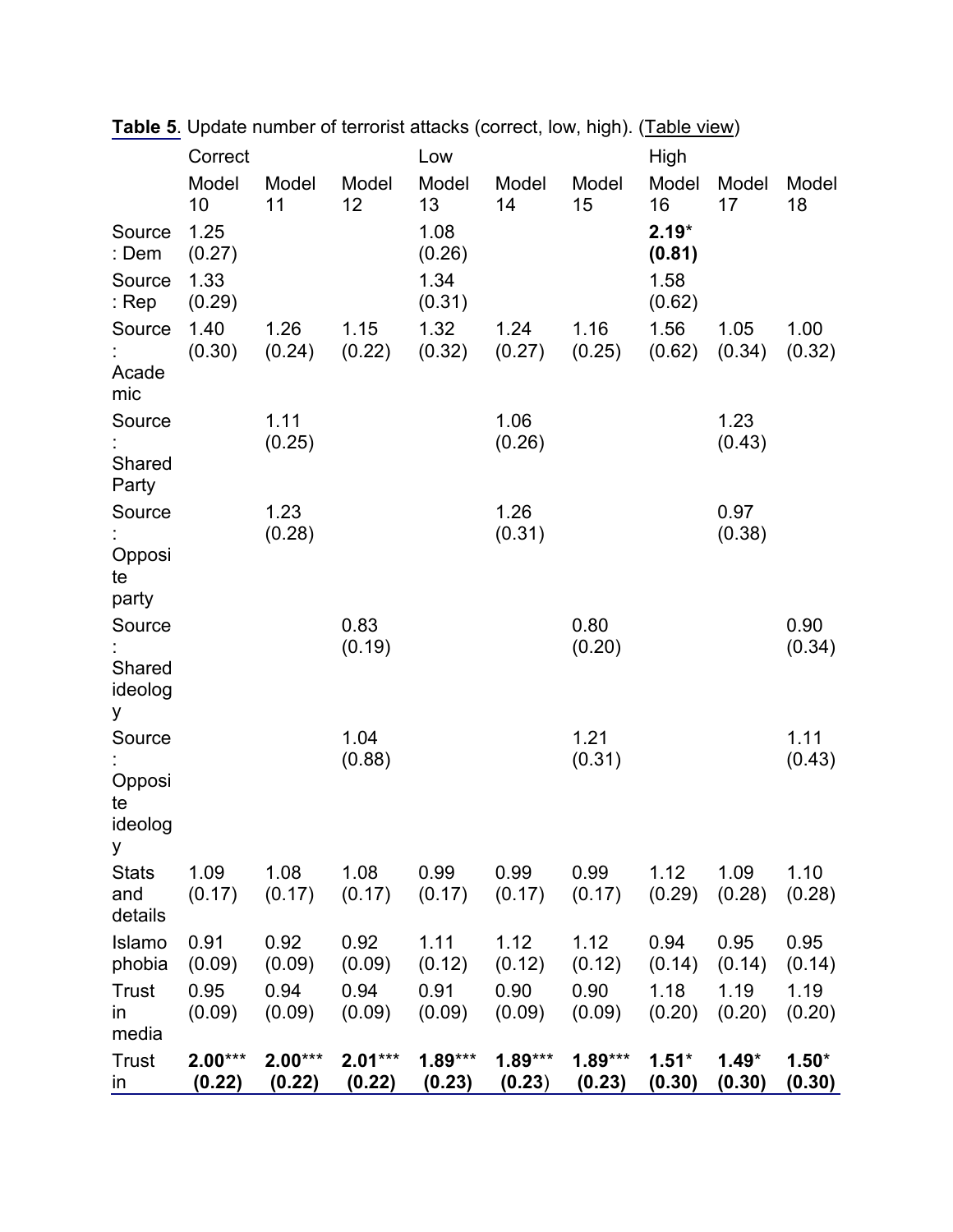**Table 5**. Update number of terrorist attacks (correct, low, high). (Table view)

| | Correct | | | Low | | | High | | |
|---|---|---|---|---|---|---|---|---|---|
| | Model 10 | Model 11 | Model 12 | Model 13 | Model 14 | Model 15 | Model 16 | Model 17 | Model 18 |
| Source: Dem | 1.25 (0.27) | | | 1.08 (0.26) | | | **2.19*** **(0.81)** | | |
| Source: Rep | 1.33 (0.29) | | | 1.34 (0.31) | | | 1.58 (0.62) | | |
| Source: Academic | 1.40 (0.30) | 1.26 (0.24) | 1.15 (0.22) | 1.32 (0.32) | 1.24 (0.27) | 1.16 (0.25) | 1.56 (0.62) | 1.05 (0.34) | 1.00 (0.32) |
| Source: Shared Party | | 1.11 (0.25) | | | 1.06 (0.26) | | | 1.23 (0.43) | |
| Source: Opposite party | | 1.23 (0.28) | | | 1.26 (0.31) | | | 0.97 (0.38) | |
| Source: Shared ideology | | | 0.83 (0.19) | | | 0.80 (0.20) | | | 0.90 (0.34) |
| Source: Opposite ideology | | | 1.04 (0.88) | | | 1.21 (0.31) | | | 1.11 (0.43) |
| Stats and details | 1.09 (0.17) | 1.08 (0.17) | 1.08 (0.17) | 0.99 (0.17) | 0.99 (0.17) | 0.99 (0.17) | 1.12 (0.29) | 1.09 (0.28) | 1.10 (0.28) |
| Islamophobia | 0.91 (0.09) | 0.92 (0.09) | 0.92 (0.09) | 1.11 (0.12) | 1.12 (0.12) | 1.12 (0.12) | 0.94 (0.14) | 0.95 (0.14) | 0.95 (0.14) |
| Trust in media | 0.95 (0.09) | 0.94 (0.09) | 0.94 (0.09) | 0.91 (0.09) | 0.90 (0.09) | 0.90 (0.09) | 1.18 (0.20) | 1.19 (0.20) | 1.19 (0.20) |
| Trust in | **2.00***** **(0.22)** | **2.00***** **(0.22)** | **2.01***** **(0.22)** | **1.89***** **(0.23)** | **1.89***** **(0.23)** | **1.89***** **(0.23)** | **1.51*** **(0.30)** | **1.49*** **(0.30)** | **1.50*** **(0.30)** |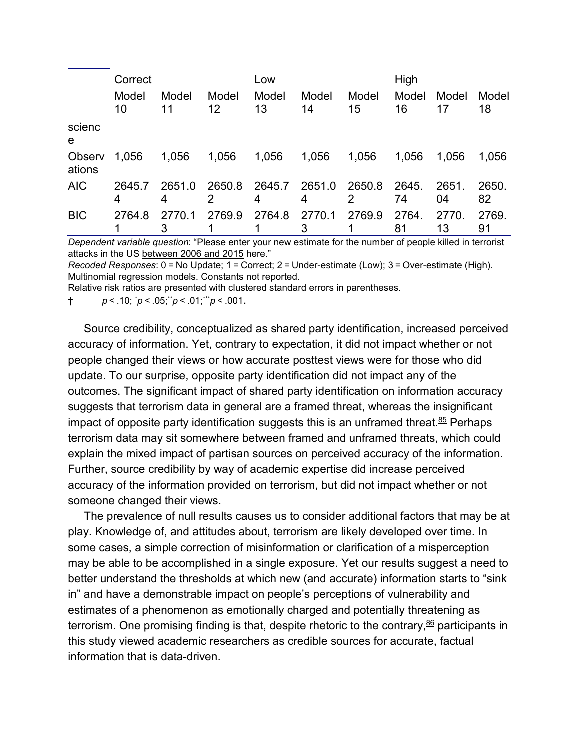| | Correct | | | Low | | | High | | |
|---|---|---|---|---|---|---|---|---|---|
| | Model 10 | Model 11 | Model 12 | Model 13 | Model 14 | Model 15 | Model 16 | Model 17 | Model 18 |
| science | | | | | | | | | |
| Observations | 1,056 | 1,056 | 1,056 | 1,056 | 1,056 | 1,056 | 1,056 | 1,056 | 1,056 |
| AIC | 2645.74 | 2651.04 | 2650.82 | 2645.74 | 2651.04 | 2650.82 | 2645.74 | 2651.04 | 2650.82 |
| BIC | 2764.81 | 2770.13 | 2769.91 | 2764.81 | 2770.13 | 2769.91 | 2764.81 | 2770.13 | 2769.91 |

*Dependent variable question*: "Please enter your new estimate for the number of people killed in terrorist attacks in the US between 2006 and 2015 here."
*Recoded Responses*: 0 = No Update; 1 = Correct; 2 = Under-estimate (Low); 3 = Over-estimate (High).
Multinomial regression models. Constants not reported.
Relative risk ratios are presented with clustered standard errors in parentheses.
† $p < .10$; $^{*}p < .05$; $^{**}p < .01$; $^{***}p < .001$.

Source credibility, conceptualized as shared party identification, increased perceived accuracy of information. Yet, contrary to expectation, it did not impact whether or not people changed their views or how accurate posttest views were for those who did update. To our surprise, opposite party identification did not impact any of the outcomes. The significant impact of shared party identification on information accuracy suggests that terrorism data in general are a framed threat, whereas the insignificant impact of opposite party identification suggests this is an unframed threat.[85] Perhaps terrorism data may sit somewhere between framed and unframed threats, which could explain the mixed impact of partisan sources on perceived accuracy of the information. Further, source credibility by way of academic expertise did increase perceived accuracy of the information provided on terrorism, but did not impact whether or not someone changed their views.

The prevalence of null results causes us to consider additional factors that may be at play. Knowledge of, and attitudes about, terrorism are likely developed over time. In some cases, a simple correction of misinformation or clarification of a misperception may be able to be accomplished in a single exposure. Yet our results suggest a need to better understand the thresholds at which new (and accurate) information starts to "sink in" and have a demonstrable impact on people's perceptions of vulnerability and estimates of a phenomenon as emotionally charged and potentially threatening as terrorism. One promising finding is that, despite rhetoric to the contrary,[86] participants in this study viewed academic researchers as credible sources for accurate, factual information that is data-driven.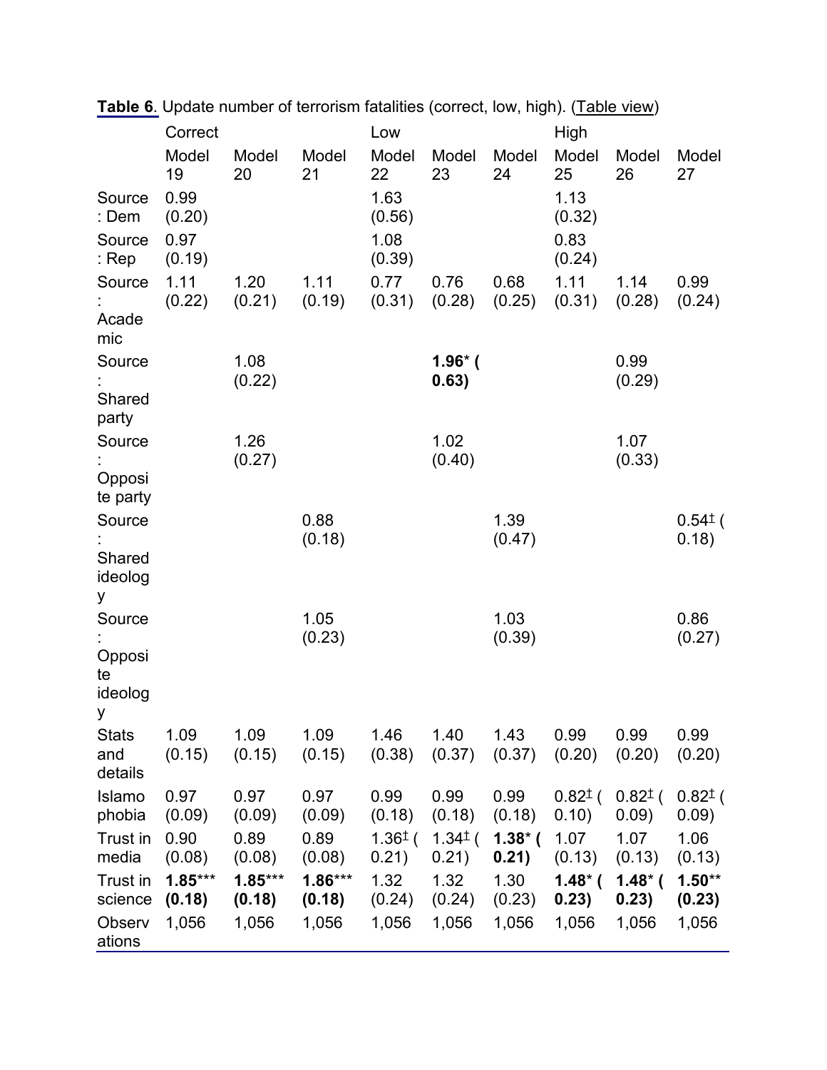**Table 6**. Update number of terrorism fatalities (correct, low, high). (Table view)

| | Correct | | | Low | | | High | | |
|---|---|---|---|---|---|---|---|---|---|
| | Model 19 | Model 20 | Model 21 | Model 22 | Model 23 | Model 24 | Model 25 | Model 26 | Model 27 |
| Source: Dem | 0.99 (0.20) | | | 1.63 (0.56) | | | 1.13 (0.32) | | |
| Source: Rep | 0.97 (0.19) | | | 1.08 (0.39) | | | 0.83 (0.24) | | |
| Source: Academic | 1.11 (0.22) | 1.20 (0.21) | 1.11 (0.19) | 0.77 (0.31) | 0.76 (0.28) | 0.68 (0.25) | 1.11 (0.31) | 1.14 (0.28) | 0.99 (0.24) |
| Source: Shared party | | 1.08 (0.22) | | | **1.96* (0.63)** | | | 0.99 (0.29) | |
| Source: Opposite party | | 1.26 (0.27) | | | 1.02 (0.40) | | | 1.07 (0.33) | |
| Source: Shared ideology | | | 0.88 (0.18) | | | 1.39 (0.47) | | | 0.54‡ (0.18) |
| Source: Opposite ideology | | | 1.05 (0.23) | | | 1.03 (0.39) | | | 0.86 (0.27) |
| Stats and details | 1.09 (0.15) | 1.09 (0.15) | 1.09 (0.15) | 1.46 (0.38) | 1.40 (0.37) | 1.43 (0.37) | 0.99 (0.20) | 0.99 (0.20) | 0.99 (0.20) |
| Islamophobia | 0.97 (0.09) | 0.97 (0.09) | 0.97 (0.09) | 0.99 (0.18) | 0.99 (0.18) | 0.99 (0.18) | 0.82‡ (0.10) | 0.82‡ (0.09) | 0.82‡ (0.09) |
| Trust in media | 0.90 (0.08) | 0.89 (0.08) | 0.89 (0.08) | 1.36‡ (0.21) | 1.34‡ (0.21) | **1.38* (0.21)** | 1.07 (0.13) | 1.07 (0.13) | 1.06 (0.13) |
| Trust in science | **1.85*** (0.18)** | **1.85*** (0.18)** | **1.86*** (0.18)** | 1.32 (0.24) | 1.32 (0.24) | 1.30 (0.23) | **1.48* (0.23)** | **1.48* (0.23)** | **1.50** (0.23)** |
| Observations | 1,056 | 1,056 | 1,056 | 1,056 | 1,056 | 1,056 | 1,056 | 1,056 | 1,056 |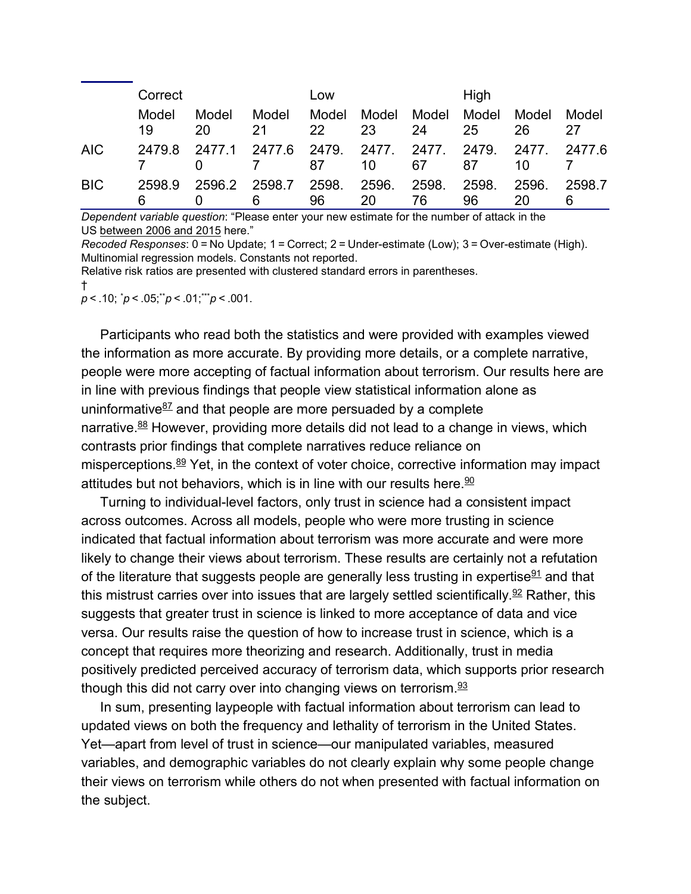| | Correct | | | Low | | | High | | |
|---|---|---|---|---|---|---|---|---|---|
| | Model 19 | Model 20 | Model 21 | Model 22 | Model 23 | Model 24 | Model 25 | Model 26 | Model 27 |
| AIC | 2479.87 | 2477.10 | 2477.67 | 2479.87 | 2477.10 | 2477.67 | 2479.87 | 2477.10 | 2477.67 |
| BIC | 2598.96 | 2596.20 | 2598.76 | 2598.96 | 2596.20 | 2598.76 | 2598.96 | 2596.20 | 2598.76 |

*Dependent variable question*: "Please enter your new estimate for the number of attack in the US between 2006 and 2015 here."

*Recoded Responses*: 0 = No Update; 1 = Correct; 2 = Under-estimate (Low); 3 = Over-estimate (High). Multinomial regression models. Constants not reported.

Relative risk ratios are presented with clustered standard errors in parentheses.

† $p < .10$; * $p < .05$; ** $p < .01$; *** $p < .001$.

Participants who read both the statistics and were provided with examples viewed the information as more accurate. By providing more details, or a complete narrative, people were more accepting of factual information about terrorism. Our results here are in line with previous findings that people view statistical information alone as uninformative[87] and that people are more persuaded by a complete narrative.[88] However, providing more details did not lead to a change in views, which contrasts prior findings that complete narratives reduce reliance on misperceptions.[89] Yet, in the context of voter choice, corrective information may impact attitudes but not behaviors, which is in line with our results here.[90]

Turning to individual-level factors, only trust in science had a consistent impact across outcomes. Across all models, people who were more trusting in science indicated that factual information about terrorism was more accurate and were more likely to change their views about terrorism. These results are certainly not a refutation of the literature that suggests people are generally less trusting in expertise[91] and that this mistrust carries over into issues that are largely settled scientifically.[92] Rather, this suggests that greater trust in science is linked to more acceptance of data and vice versa. Our results raise the question of how to increase trust in science, which is a concept that requires more theorizing and research. Additionally, trust in media positively predicted perceived accuracy of terrorism data, which supports prior research though this did not carry over into changing views on terrorism.[93]

In sum, presenting laypeople with factual information about terrorism can lead to updated views on both the frequency and lethality of terrorism in the United States. Yet—apart from level of trust in science—our manipulated variables, measured variables, and demographic variables do not clearly explain why some people change their views on terrorism while others do not when presented with factual information on the subject.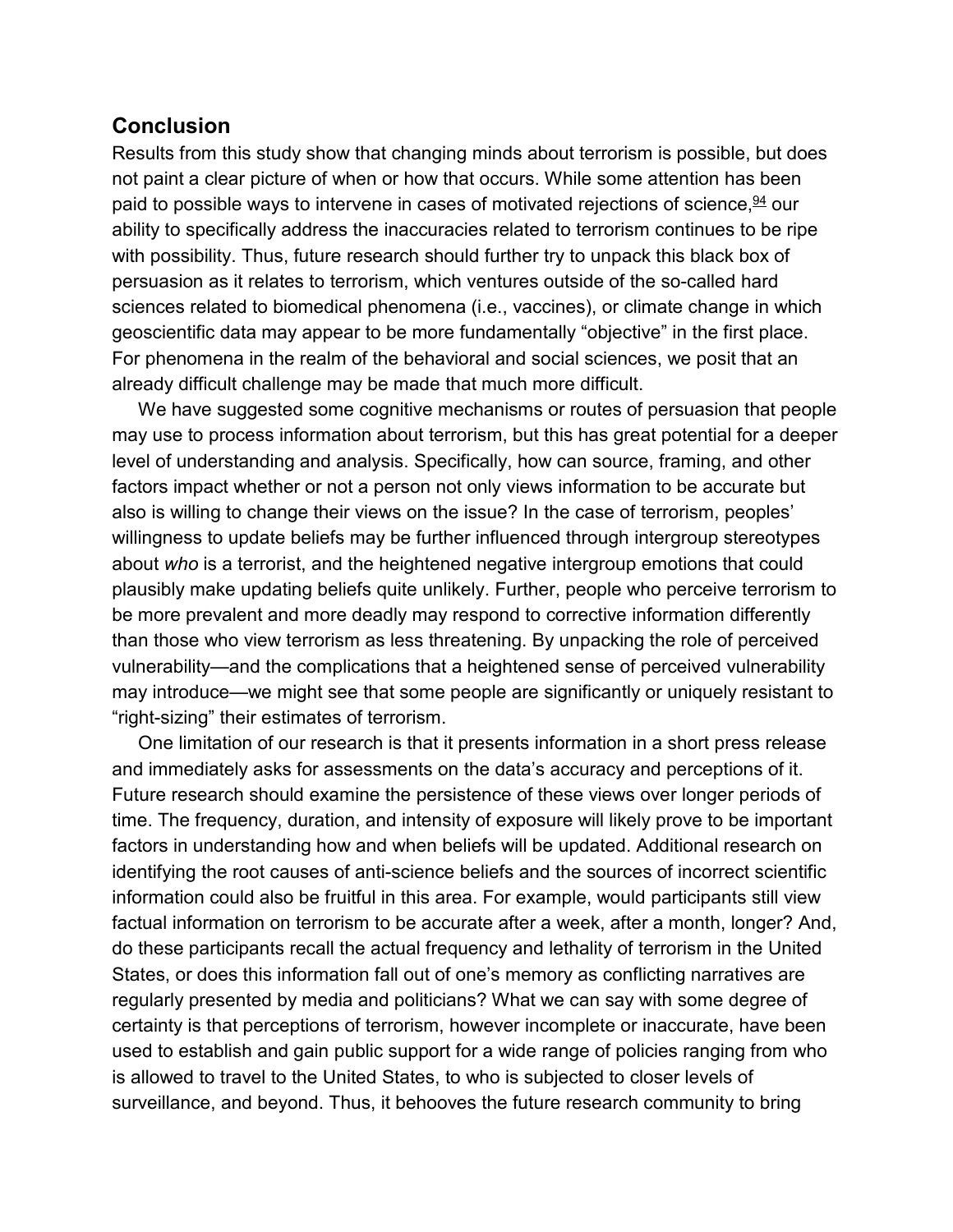## Conclusion

Results from this study show that changing minds about terrorism is possible, but does not paint a clear picture of when or how that occurs. While some attention has been paid to possible ways to intervene in cases of motivated rejections of science,[94] our ability to specifically address the inaccuracies related to terrorism continues to be ripe with possibility. Thus, future research should further try to unpack this black box of persuasion as it relates to terrorism, which ventures outside of the so-called hard sciences related to biomedical phenomena (i.e., vaccines), or climate change in which geoscientific data may appear to be more fundamentally "objective" in the first place. For phenomena in the realm of the behavioral and social sciences, we posit that an already difficult challenge may be made that much more difficult.

We have suggested some cognitive mechanisms or routes of persuasion that people may use to process information about terrorism, but this has great potential for a deeper level of understanding and analysis. Specifically, how can source, framing, and other factors impact whether or not a person not only views information to be accurate but also is willing to change their views on the issue? In the case of terrorism, peoples' willingness to update beliefs may be further influenced through intergroup stereotypes about *who* is a terrorist, and the heightened negative intergroup emotions that could plausibly make updating beliefs quite unlikely. Further, people who perceive terrorism to be more prevalent and more deadly may respond to corrective information differently than those who view terrorism as less threatening. By unpacking the role of perceived vulnerability—and the complications that a heightened sense of perceived vulnerability may introduce—we might see that some people are significantly or uniquely resistant to "right-sizing" their estimates of terrorism.

One limitation of our research is that it presents information in a short press release and immediately asks for assessments on the data's accuracy and perceptions of it. Future research should examine the persistence of these views over longer periods of time. The frequency, duration, and intensity of exposure will likely prove to be important factors in understanding how and when beliefs will be updated. Additional research on identifying the root causes of anti-science beliefs and the sources of incorrect scientific information could also be fruitful in this area. For example, would participants still view factual information on terrorism to be accurate after a week, after a month, longer? And, do these participants recall the actual frequency and lethality of terrorism in the United States, or does this information fall out of one's memory as conflicting narratives are regularly presented by media and politicians? What we can say with some degree of certainty is that perceptions of terrorism, however incomplete or inaccurate, have been used to establish and gain public support for a wide range of policies ranging from who is allowed to travel to the United States, to who is subjected to closer levels of surveillance, and beyond. Thus, it behooves the future research community to bring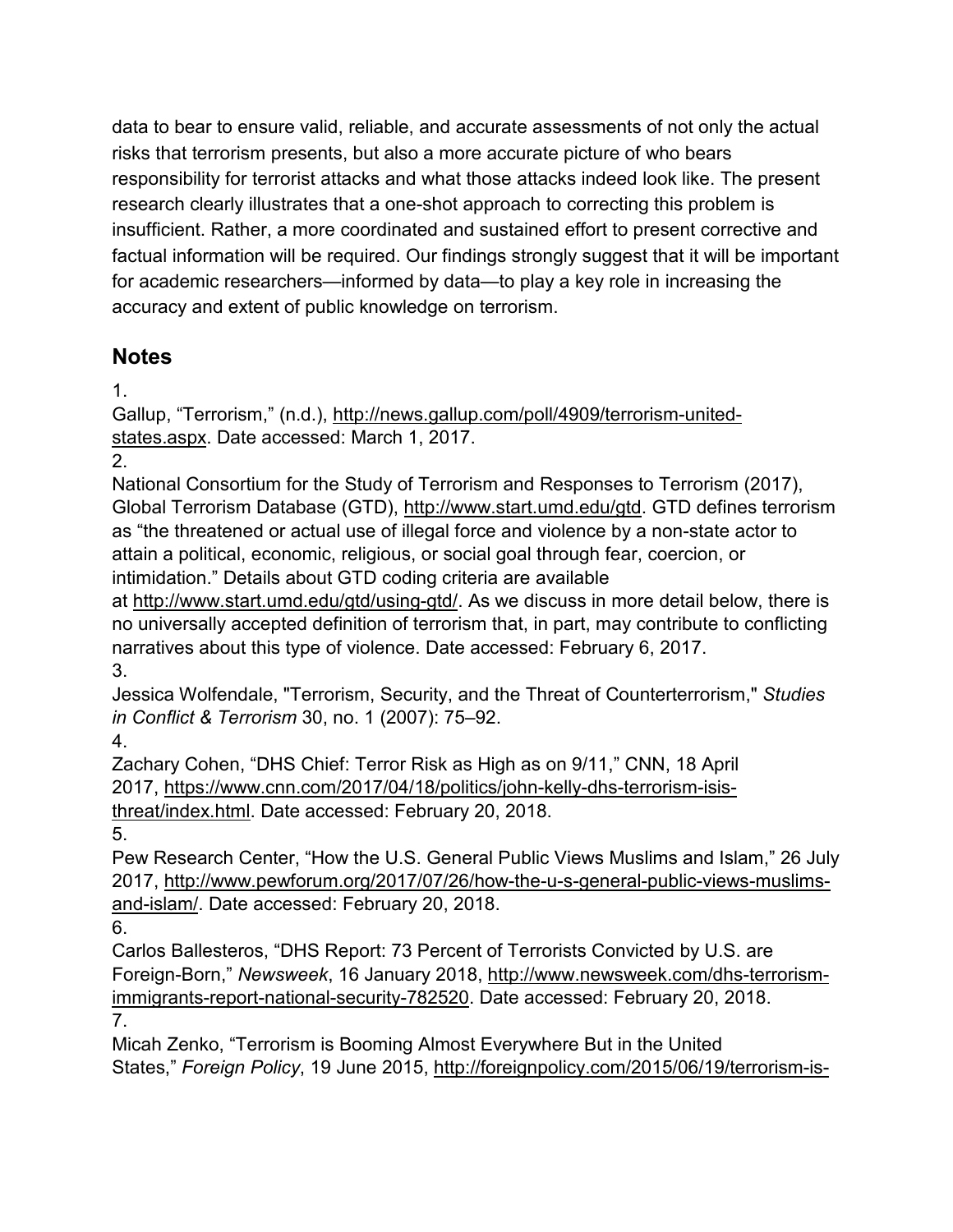data to bear to ensure valid, reliable, and accurate assessments of not only the actual risks that terrorism presents, but also a more accurate picture of who bears responsibility for terrorist attacks and what those attacks indeed look like. The present research clearly illustrates that a one-shot approach to correcting this problem is insufficient. Rather, a more coordinated and sustained effort to present corrective and factual information will be required. Our findings strongly suggest that it will be important for academic researchers—informed by data—to play a key role in increasing the accuracy and extent of public knowledge on terrorism.

## Notes

1.
Gallup, "Terrorism," (n.d.), http://news.gallup.com/poll/4909/terrorism-united-states.aspx. Date accessed: March 1, 2017.

2.
National Consortium for the Study of Terrorism and Responses to Terrorism (2017), Global Terrorism Database (GTD), http://www.start.umd.edu/gtd. GTD defines terrorism as "the threatened or actual use of illegal force and violence by a non-state actor to attain a political, economic, religious, or social goal through fear, coercion, or intimidation." Details about GTD coding criteria are available at http://www.start.umd.edu/gtd/using-gtd/. As we discuss in more detail below, there is no universally accepted definition of terrorism that, in part, may contribute to conflicting narratives about this type of violence. Date accessed: February 6, 2017.

3.
Jessica Wolfendale, "Terrorism, Security, and the Threat of Counterterrorism," *Studies in Conflict & Terrorism* 30, no. 1 (2007): 75–92.

4.
Zachary Cohen, "DHS Chief: Terror Risk as High as on 9/11," CNN, 18 April 2017, https://www.cnn.com/2017/04/18/politics/john-kelly-dhs-terrorism-isis-threat/index.html. Date accessed: February 20, 2018.

5.
Pew Research Center, "How the U.S. General Public Views Muslims and Islam," 26 July 2017, http://www.pewforum.org/2017/07/26/how-the-u-s-general-public-views-muslims-and-islam/. Date accessed: February 20, 2018.

6.
Carlos Ballesteros, "DHS Report: 73 Percent of Terrorists Convicted by U.S. are Foreign-Born," *Newsweek*, 16 January 2018, http://www.newsweek.com/dhs-terrorism-immigrants-report-national-security-782520. Date accessed: February 20, 2018.

7.
Micah Zenko, "Terrorism is Booming Almost Everywhere But in the United States," *Foreign Policy*, 19 June 2015, http://foreignpolicy.com/2015/06/19/terrorism-is-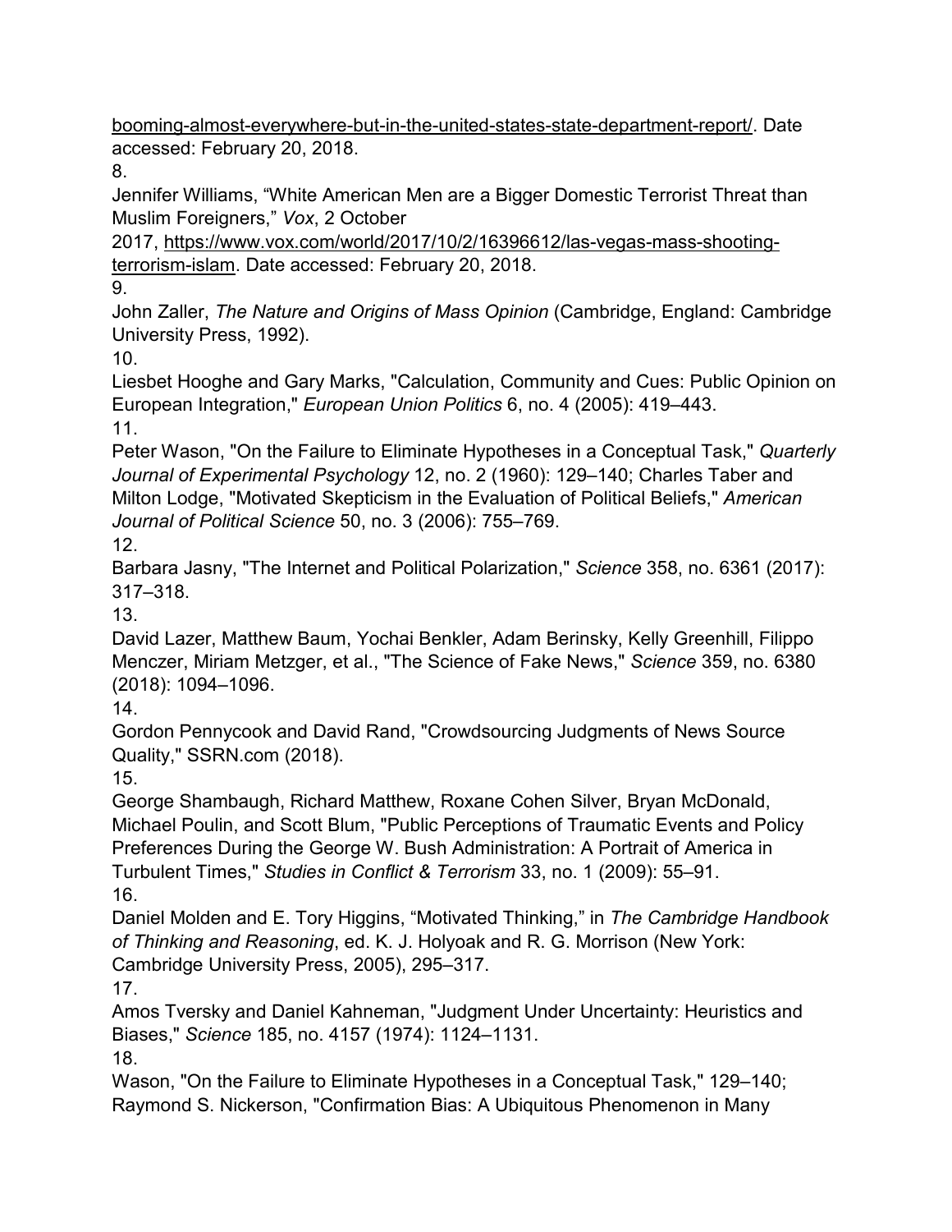booming-almost-everywhere-but-in-the-united-states-state-department-report/. Date accessed: February 20, 2018.

8.

Jennifer Williams, “White American Men are a Bigger Domestic Terrorist Threat than Muslim Foreigners,” *Vox*, 2 October 2017, https://www.vox.com/world/2017/10/2/16396612/las-vegas-mass-shooting-terrorism-islam. Date accessed: February 20, 2018.

9.

John Zaller, *The Nature and Origins of Mass Opinion* (Cambridge, England: Cambridge University Press, 1992).

10.

Liesbet Hooghe and Gary Marks, "Calculation, Community and Cues: Public Opinion on European Integration," *European Union Politics* 6, no. 4 (2005): 419–443.

11.

Peter Wason, "On the Failure to Eliminate Hypotheses in a Conceptual Task," *Quarterly Journal of Experimental Psychology* 12, no. 2 (1960): 129–140; Charles Taber and Milton Lodge, "Motivated Skepticism in the Evaluation of Political Beliefs," *American Journal of Political Science* 50, no. 3 (2006): 755–769.

12.

Barbara Jasny, "The Internet and Political Polarization," *Science* 358, no. 6361 (2017): 317–318.

13.

David Lazer, Matthew Baum, Yochai Benkler, Adam Berinsky, Kelly Greenhill, Filippo Menczer, Miriam Metzger, et al., "The Science of Fake News," *Science* 359, no. 6380 (2018): 1094–1096.

14.

Gordon Pennycook and David Rand, "Crowdsourcing Judgments of News Source Quality," SSRN.com (2018).

15.

George Shambaugh, Richard Matthew, Roxane Cohen Silver, Bryan McDonald, Michael Poulin, and Scott Blum, "Public Perceptions of Traumatic Events and Policy Preferences During the George W. Bush Administration: A Portrait of America in Turbulent Times," *Studies in Conflict & Terrorism* 33, no. 1 (2009): 55–91.

16.

Daniel Molden and E. Tory Higgins, “Motivated Thinking,” in *The Cambridge Handbook of Thinking and Reasoning*, ed. K. J. Holyoak and R. G. Morrison (New York: Cambridge University Press, 2005), 295–317.

17.

Amos Tversky and Daniel Kahneman, "Judgment Under Uncertainty: Heuristics and Biases," *Science* 185, no. 4157 (1974): 1124–1131.

18.

Wason, "On the Failure to Eliminate Hypotheses in a Conceptual Task," 129–140; Raymond S. Nickerson, "Confirmation Bias: A Ubiquitous Phenomenon in Many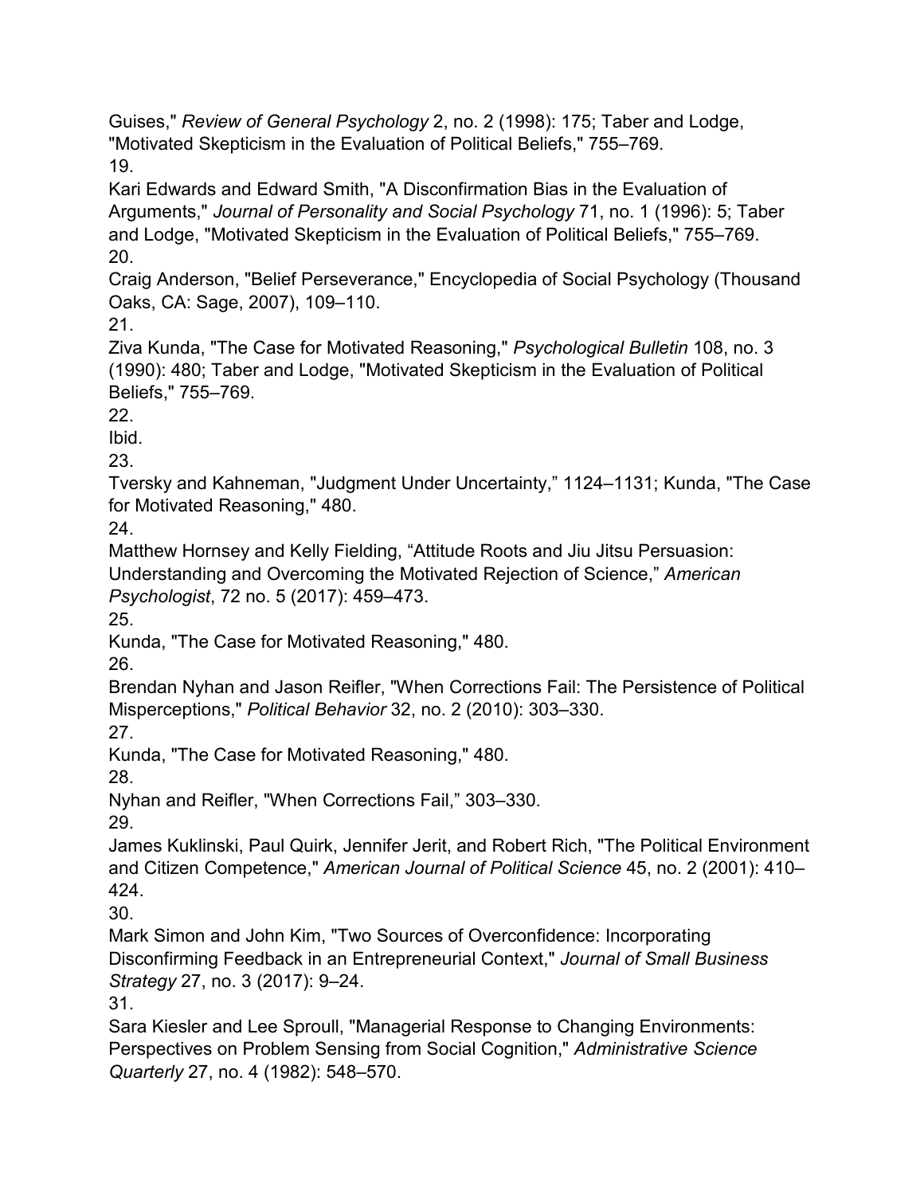Guises," *Review of General Psychology* 2, no. 2 (1998): 175; Taber and Lodge, "Motivated Skepticism in the Evaluation of Political Beliefs," 755–769.

19.

Kari Edwards and Edward Smith, "A Disconfirmation Bias in the Evaluation of Arguments," *Journal of Personality and Social Psychology* 71, no. 1 (1996): 5; Taber and Lodge, "Motivated Skepticism in the Evaluation of Political Beliefs," 755–769.

20.

Craig Anderson, "Belief Perseverance," Encyclopedia of Social Psychology (Thousand Oaks, CA: Sage, 2007), 109–110.

21.

Ziva Kunda, "The Case for Motivated Reasoning," *Psychological Bulletin* 108, no. 3 (1990): 480; Taber and Lodge, "Motivated Skepticism in the Evaluation of Political Beliefs," 755–769.

22.

Ibid.

23.

Tversky and Kahneman, "Judgment Under Uncertainty," 1124–1131; Kunda, "The Case for Motivated Reasoning," 480.

24.

Matthew Hornsey and Kelly Fielding, "Attitude Roots and Jiu Jitsu Persuasion: Understanding and Overcoming the Motivated Rejection of Science," *American Psychologist*, 72 no. 5 (2017): 459–473.

25.

Kunda, "The Case for Motivated Reasoning," 480.

26.

Brendan Nyhan and Jason Reifler, "When Corrections Fail: The Persistence of Political Misperceptions," *Political Behavior* 32, no. 2 (2010): 303–330.

27.

Kunda, "The Case for Motivated Reasoning," 480.

28.

Nyhan and Reifler, "When Corrections Fail," 303–330.

29.

James Kuklinski, Paul Quirk, Jennifer Jerit, and Robert Rich, "The Political Environment and Citizen Competence," *American Journal of Political Science* 45, no. 2 (2001): 410–424.

30.

Mark Simon and John Kim, "Two Sources of Overconfidence: Incorporating Disconfirming Feedback in an Entrepreneurial Context," *Journal of Small Business Strategy* 27, no. 3 (2017): 9–24.

31.

Sara Kiesler and Lee Sproull, "Managerial Response to Changing Environments: Perspectives on Problem Sensing from Social Cognition," *Administrative Science Quarterly* 27, no. 4 (1982): 548–570.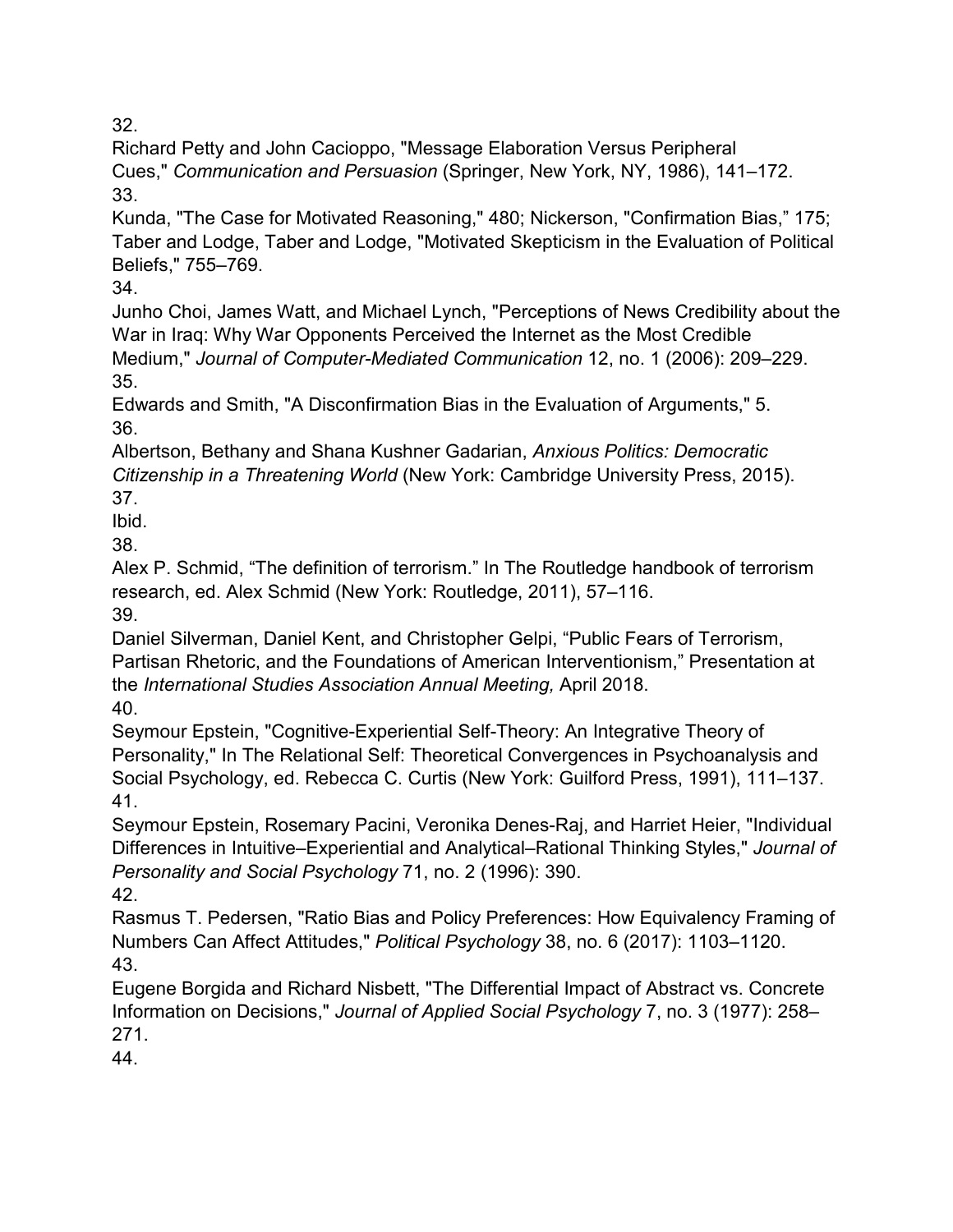32.

Richard Petty and John Cacioppo, "Message Elaboration Versus Peripheral Cues," *Communication and Persuasion* (Springer, New York, NY, 1986), 141–172.

33.

Kunda, "The Case for Motivated Reasoning," 480; Nickerson, "Confirmation Bias," 175; Taber and Lodge, Taber and Lodge, "Motivated Skepticism in the Evaluation of Political Beliefs," 755–769.

34.

Junho Choi, James Watt, and Michael Lynch, "Perceptions of News Credibility about the War in Iraq: Why War Opponents Perceived the Internet as the Most Credible Medium," *Journal of Computer-Mediated Communication* 12, no. 1 (2006): 209–229.

35.

Edwards and Smith, "A Disconfirmation Bias in the Evaluation of Arguments," 5.

36.

Albertson, Bethany and Shana Kushner Gadarian, *Anxious Politics: Democratic Citizenship in a Threatening World* (New York: Cambridge University Press, 2015).

37.

Ibid.

38.

Alex P. Schmid, "The definition of terrorism." In The Routledge handbook of terrorism research, ed. Alex Schmid (New York: Routledge, 2011), 57–116.

39.

Daniel Silverman, Daniel Kent, and Christopher Gelpi, "Public Fears of Terrorism, Partisan Rhetoric, and the Foundations of American Interventionism," Presentation at the *International Studies Association Annual Meeting,* April 2018.

40.

Seymour Epstein, "Cognitive-Experiential Self-Theory: An Integrative Theory of Personality," In The Relational Self: Theoretical Convergences in Psychoanalysis and Social Psychology, ed. Rebecca C. Curtis (New York: Guilford Press, 1991), 111–137.

41.

Seymour Epstein, Rosemary Pacini, Veronika Denes-Raj, and Harriet Heier, "Individual Differences in Intuitive–Experiential and Analytical–Rational Thinking Styles," *Journal of Personality and Social Psychology* 71, no. 2 (1996): 390.

42.

Rasmus T. Pedersen, "Ratio Bias and Policy Preferences: How Equivalency Framing of Numbers Can Affect Attitudes," *Political Psychology* 38, no. 6 (2017): 1103–1120.

43.

Eugene Borgida and Richard Nisbett, "The Differential Impact of Abstract vs. Concrete Information on Decisions," *Journal of Applied Social Psychology* 7, no. 3 (1977): 258–271.

44.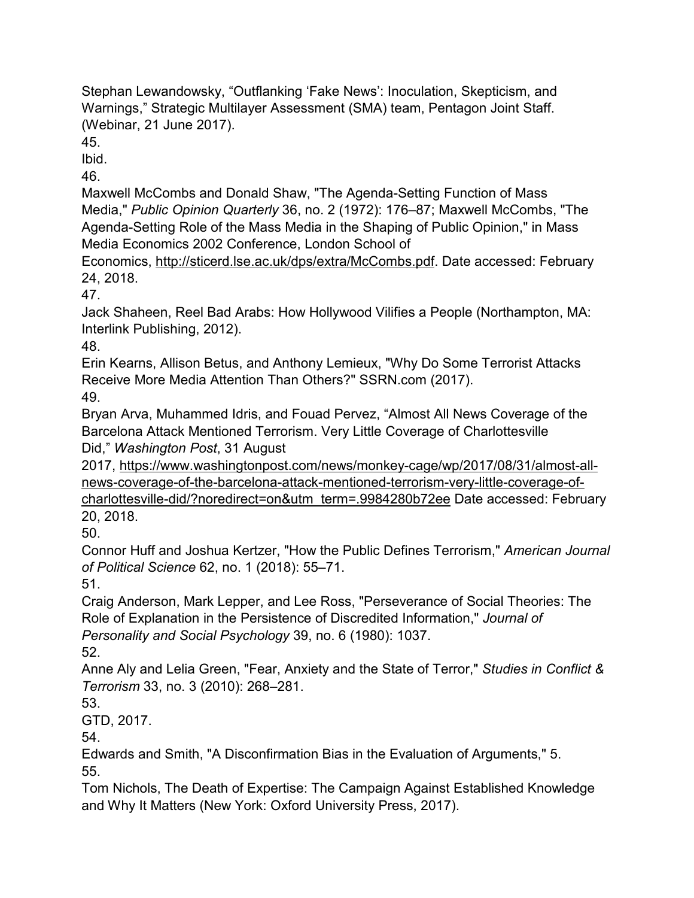Stephan Lewandowsky, "Outflanking 'Fake News': Inoculation, Skepticism, and Warnings," Strategic Multilayer Assessment (SMA) team, Pentagon Joint Staff. (Webinar, 21 June 2017).

45.

Ibid.

46.

Maxwell McCombs and Donald Shaw, "The Agenda-Setting Function of Mass Media," *Public Opinion Quarterly* 36, no. 2 (1972): 176–87; Maxwell McCombs, "The Agenda-Setting Role of the Mass Media in the Shaping of Public Opinion," in Mass Media Economics 2002 Conference, London School of Economics, http://sticerd.lse.ac.uk/dps/extra/McCombs.pdf. Date accessed: February 24, 2018.

47.

Jack Shaheen, Reel Bad Arabs: How Hollywood Vilifies a People (Northampton, MA: Interlink Publishing, 2012).

48.

Erin Kearns, Allison Betus, and Anthony Lemieux, "Why Do Some Terrorist Attacks Receive More Media Attention Than Others?" SSRN.com (2017).

49.

Bryan Arva, Muhammed Idris, and Fouad Pervez, "Almost All News Coverage of the Barcelona Attack Mentioned Terrorism. Very Little Coverage of Charlottesville Did," *Washington Post*, 31 August 2017, https://www.washingtonpost.com/news/monkey-cage/wp/2017/08/31/almost-all-news-coverage-of-the-barcelona-attack-mentioned-terrorism-very-little-coverage-of-charlottesville-did/?noredirect=on&utm_term=.9984280b72ee Date accessed: February 20, 2018.

50.

Connor Huff and Joshua Kertzer, "How the Public Defines Terrorism," *American Journal of Political Science* 62, no. 1 (2018): 55–71.

51.

Craig Anderson, Mark Lepper, and Lee Ross, "Perseverance of Social Theories: The Role of Explanation in the Persistence of Discredited Information," *Journal of Personality and Social Psychology* 39, no. 6 (1980): 1037.

52.

Anne Aly and Lelia Green, "Fear, Anxiety and the State of Terror," *Studies in Conflict & Terrorism* 33, no. 3 (2010): 268–281.

53.

GTD, 2017.

54.

Edwards and Smith, "A Disconfirmation Bias in the Evaluation of Arguments," 5.

55.

Tom Nichols, The Death of Expertise: The Campaign Against Established Knowledge and Why It Matters (New York: Oxford University Press, 2017).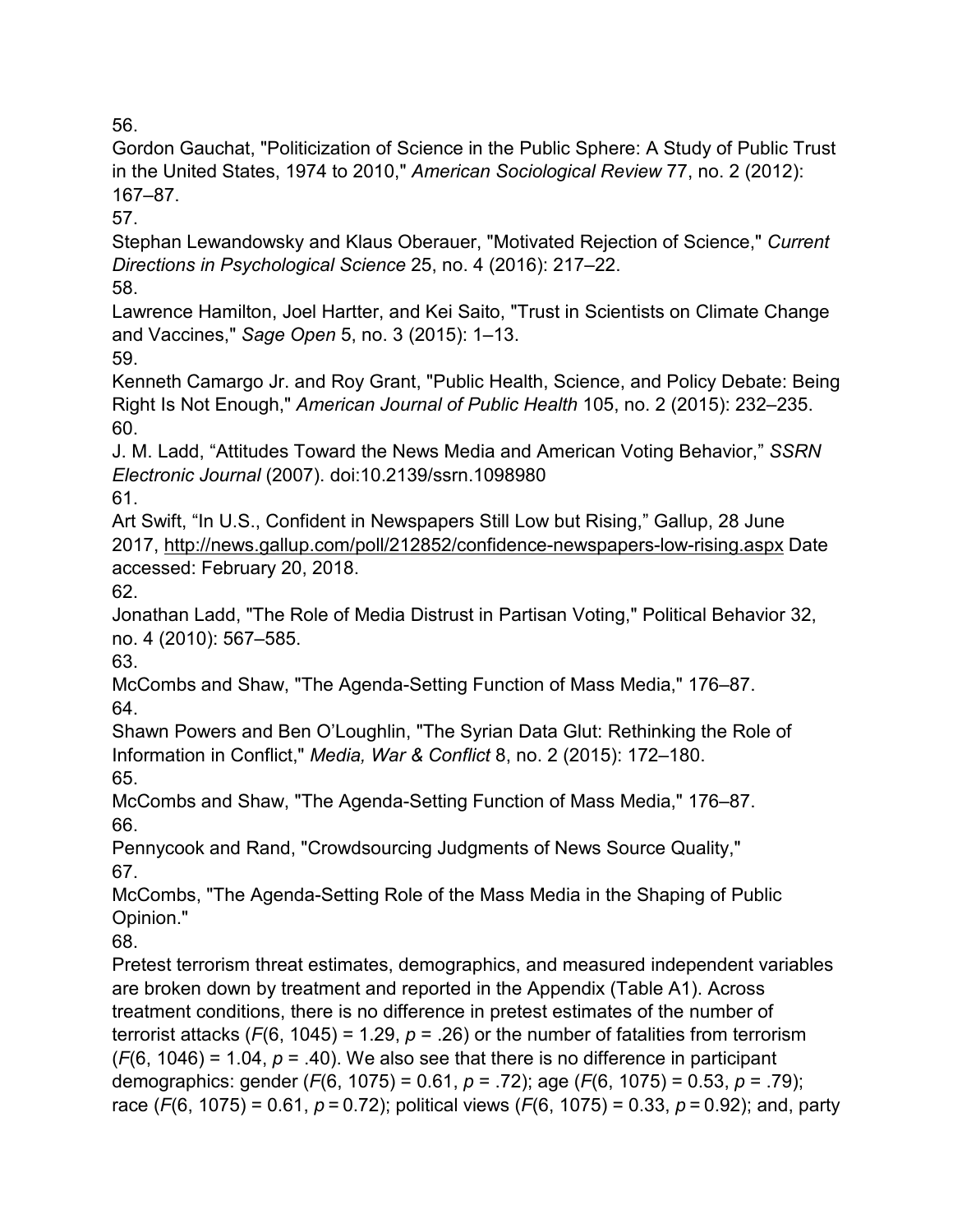56.

Gordon Gauchat, "Politicization of Science in the Public Sphere: A Study of Public Trust in the United States, 1974 to 2010," *American Sociological Review* 77, no. 2 (2012): 167–87.

57.

Stephan Lewandowsky and Klaus Oberauer, "Motivated Rejection of Science," *Current Directions in Psychological Science* 25, no. 4 (2016): 217–22.

58.

Lawrence Hamilton, Joel Hartter, and Kei Saito, "Trust in Scientists on Climate Change and Vaccines," *Sage Open* 5, no. 3 (2015): 1–13.

59.

Kenneth Camargo Jr. and Roy Grant, "Public Health, Science, and Policy Debate: Being Right Is Not Enough," *American Journal of Public Health* 105, no. 2 (2015): 232–235.

60.

J. M. Ladd, "Attitudes Toward the News Media and American Voting Behavior," *SSRN Electronic Journal* (2007). doi:10.2139/ssrn.1098980

61.

Art Swift, "In U.S., Confident in Newspapers Still Low but Rising," Gallup, 28 June 2017, http://news.gallup.com/poll/212852/confidence-newspapers-low-rising.aspx Date accessed: February 20, 2018.

62.

Jonathan Ladd, "The Role of Media Distrust in Partisan Voting," Political Behavior 32, no. 4 (2010): 567–585.

63.

McCombs and Shaw, "The Agenda-Setting Function of Mass Media," 176–87.

64.

Shawn Powers and Ben O'Loughlin, "The Syrian Data Glut: Rethinking the Role of Information in Conflict," *Media, War & Conflict* 8, no. 2 (2015): 172–180.

65.

McCombs and Shaw, "The Agenda-Setting Function of Mass Media," 176–87.

66.

Pennycook and Rand, "Crowdsourcing Judgments of News Source Quality,"

67.

McCombs, "The Agenda-Setting Role of the Mass Media in the Shaping of Public Opinion."

68.

Pretest terrorism threat estimates, demographics, and measured independent variables are broken down by treatment and reported in the Appendix (Table A1). Across treatment conditions, there is no difference in pretest estimates of the number of terrorist attacks ($F(6, 1045) = 1.29$, $p = .26$) or the number of fatalities from terrorism ($F(6, 1046) = 1.04$, $p = .40$). We also see that there is no difference in participant demographics: gender ($F(6, 1075) = 0.61$, $p = .72$); age ($F(6, 1075) = 0.53$, $p = .79$); race ($F(6, 1075) = 0.61$, $p = 0.72$); political views ($F(6, 1075) = 0.33$, $p = 0.92$); and, party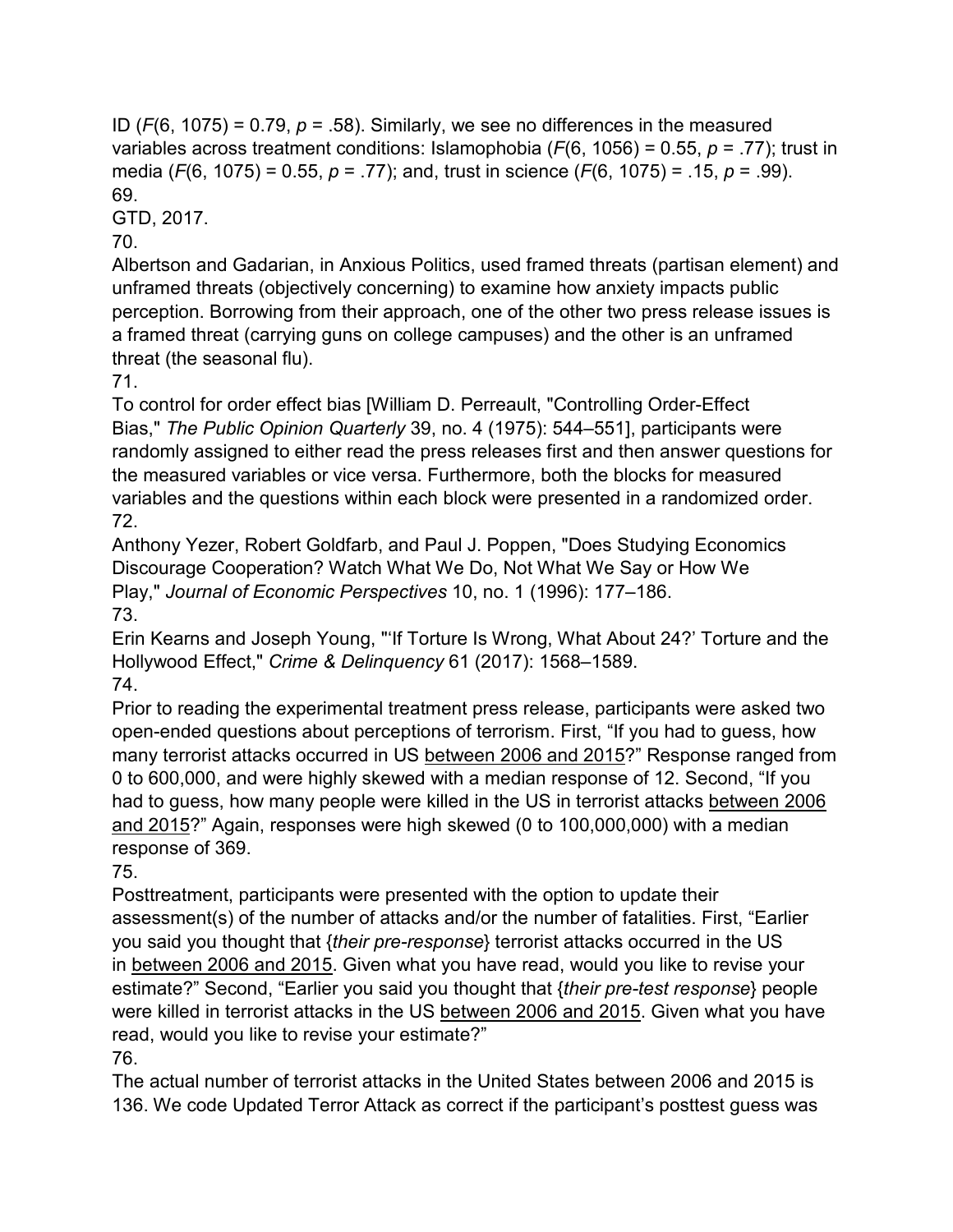ID ($F(6, 1075) = 0.79$, $p = .58$). Similarly, we see no differences in the measured variables across treatment conditions: Islamophobia ($F(6, 1056) = 0.55$, $p = .77$); trust in media ($F(6, 1075) = 0.55$, $p = .77$); and, trust in science ($F(6, 1075) = .15$, $p = .99$).

69.

GTD, 2017.

70.

Albertson and Gadarian, in Anxious Politics, used framed threats (partisan element) and unframed threats (objectively concerning) to examine how anxiety impacts public perception. Borrowing from their approach, one of the other two press release issues is a framed threat (carrying guns on college campuses) and the other is an unframed threat (the seasonal flu).

71.

To control for order effect bias [William D. Perreault, "Controlling Order-Effect Bias," *The Public Opinion Quarterly* 39, no. 4 (1975): 544–551], participants were randomly assigned to either read the press releases first and then answer questions for the measured variables or vice versa. Furthermore, both the blocks for measured variables and the questions within each block were presented in a randomized order.

72.

Anthony Yezer, Robert Goldfarb, and Paul J. Poppen, "Does Studying Economics Discourage Cooperation? Watch What We Do, Not What We Say or How We Play," *Journal of Economic Perspectives* 10, no. 1 (1996): 177–186.

73.

Erin Kearns and Joseph Young, "'If Torture Is Wrong, What About 24?' Torture and the Hollywood Effect," *Crime & Delinquency* 61 (2017): 1568–1589.

74.

Prior to reading the experimental treatment press release, participants were asked two open-ended questions about perceptions of terrorism. First, "If you had to guess, how many terrorist attacks occurred in US <u>between 2006 and 2015</u>?" Response ranged from 0 to 600,000, and were highly skewed with a median response of 12. Second, "If you had to guess, how many people were killed in the US in terrorist attacks <u>between 2006 and 2015</u>?" Again, responses were high skewed (0 to 100,000,000) with a median response of 369.

75.

Posttreatment, participants were presented with the option to update their assessment(s) of the number of attacks and/or the number of fatalities. First, "Earlier you said you thought that {*their pre-response*} terrorist attacks occurred in the US in <u>between 2006 and 2015</u>. Given what you have read, would you like to revise your estimate?" Second, "Earlier you said you thought that {*their pre-test response*} people were killed in terrorist attacks in the US <u>between 2006 and 2015</u>. Given what you have read, would you like to revise your estimate?"

76.

The actual number of terrorist attacks in the United States between 2006 and 2015 is 136. We code Updated Terror Attack as correct if the participant's posttest guess was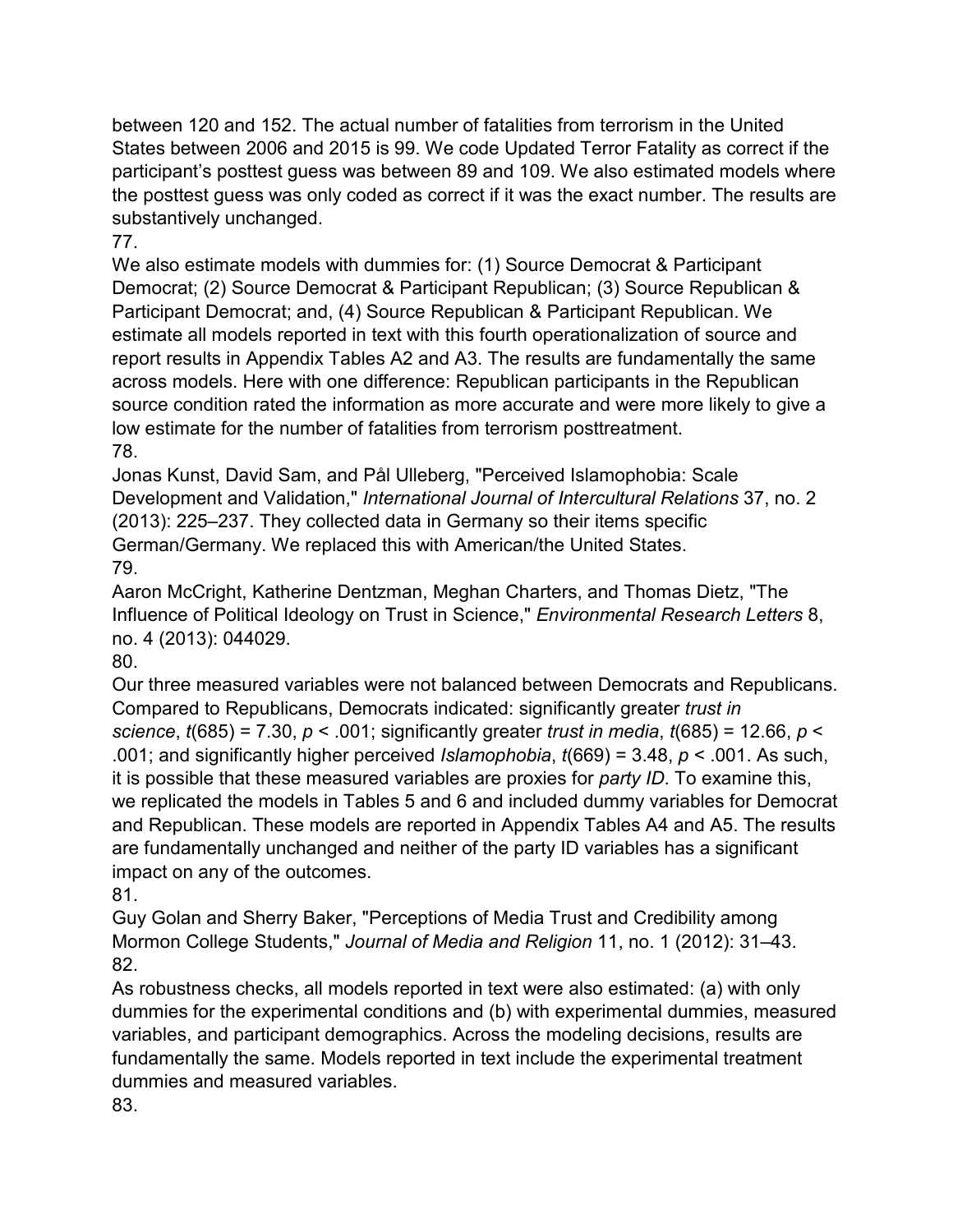between 120 and 152. The actual number of fatalities from terrorism in the United States between 2006 and 2015 is 99. We code Updated Terror Fatality as correct if the participant's posttest guess was between 89 and 109. We also estimated models where the posttest guess was only coded as correct if it was the exact number. The results are substantively unchanged.

77.

We also estimate models with dummies for: (1) Source Democrat & Participant Democrat; (2) Source Democrat & Participant Republican; (3) Source Republican & Participant Democrat; and, (4) Source Republican & Participant Republican. We estimate all models reported in text with this fourth operationalization of source and report results in Appendix Tables A2 and A3. The results are fundamentally the same across models. Here with one difference: Republican participants in the Republican source condition rated the information as more accurate and were more likely to give a low estimate for the number of fatalities from terrorism posttreatment.

78.

Jonas Kunst, David Sam, and Pål Ulleberg, "Perceived Islamophobia: Scale Development and Validation," *International Journal of Intercultural Relations* 37, no. 2 (2013): 225–237. They collected data in Germany so their items specific German/Germany. We replaced this with American/the United States.

79.

Aaron McCright, Katherine Dentzman, Meghan Charters, and Thomas Dietz, "The Influence of Political Ideology on Trust in Science," *Environmental Research Letters* 8, no. 4 (2013): 044029.

80.

Our three measured variables were not balanced between Democrats and Republicans. Compared to Republicans, Democrats indicated: significantly greater *trust in science*, $t(685) = 7.30$, $p < .001$; significantly greater *trust in media*, $t(685) = 12.66$, $p < .001$; and significantly higher perceived *Islamophobia*, $t(669) = 3.48$, $p < .001$. As such, it is possible that these measured variables are proxies for *party ID*. To examine this, we replicated the models in Tables 5 and 6 and included dummy variables for Democrat and Republican. These models are reported in Appendix Tables A4 and A5. The results are fundamentally unchanged and neither of the party ID variables has a significant impact on any of the outcomes.

81.

Guy Golan and Sherry Baker, "Perceptions of Media Trust and Credibility among Mormon College Students," *Journal of Media and Religion* 11, no. 1 (2012): 31–43.

82.

As robustness checks, all models reported in text were also estimated: (a) with only dummies for the experimental conditions and (b) with experimental dummies, measured variables, and participant demographics. Across the modeling decisions, results are fundamentally the same. Models reported in text include the experimental treatment dummies and measured variables.

83.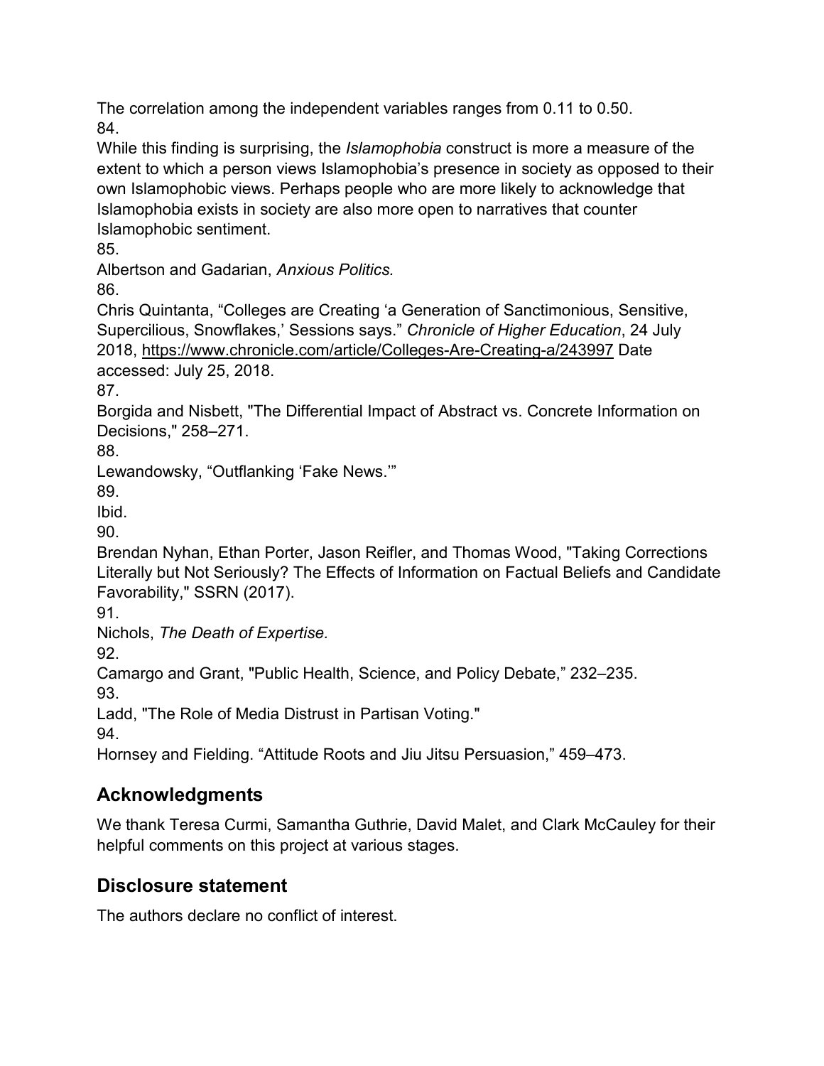The correlation among the independent variables ranges from 0.11 to 0.50.

84.

While this finding is surprising, the *Islamophobia* construct is more a measure of the extent to which a person views Islamophobia's presence in society as opposed to their own Islamophobic views. Perhaps people who are more likely to acknowledge that Islamophobia exists in society are also more open to narratives that counter Islamophobic sentiment.

85.

Albertson and Gadarian, *Anxious Politics.*

86.

Chris Quintanta, "Colleges are Creating 'a Generation of Sanctimonious, Sensitive, Supercilious, Snowflakes,' Sessions says." *Chronicle of Higher Education*, 24 July 2018, https://www.chronicle.com/article/Colleges-Are-Creating-a/243997 Date accessed: July 25, 2018.

87.

Borgida and Nisbett, "The Differential Impact of Abstract vs. Concrete Information on Decisions," 258–271.

88.

Lewandowsky, "Outflanking 'Fake News.'"

89.

Ibid.

90.

Brendan Nyhan, Ethan Porter, Jason Reifler, and Thomas Wood, "Taking Corrections Literally but Not Seriously? The Effects of Information on Factual Beliefs and Candidate Favorability," SSRN (2017).

91.

Nichols, *The Death of Expertise.*

92.

Camargo and Grant, "Public Health, Science, and Policy Debate," 232–235.

93.

Ladd, "The Role of Media Distrust in Partisan Voting."

94.

Hornsey and Fielding. "Attitude Roots and Jiu Jitsu Persuasion," 459–473.

## Acknowledgments

We thank Teresa Curmi, Samantha Guthrie, David Malet, and Clark McCauley for their helpful comments on this project at various stages.

## Disclosure statement

The authors declare no conflict of interest.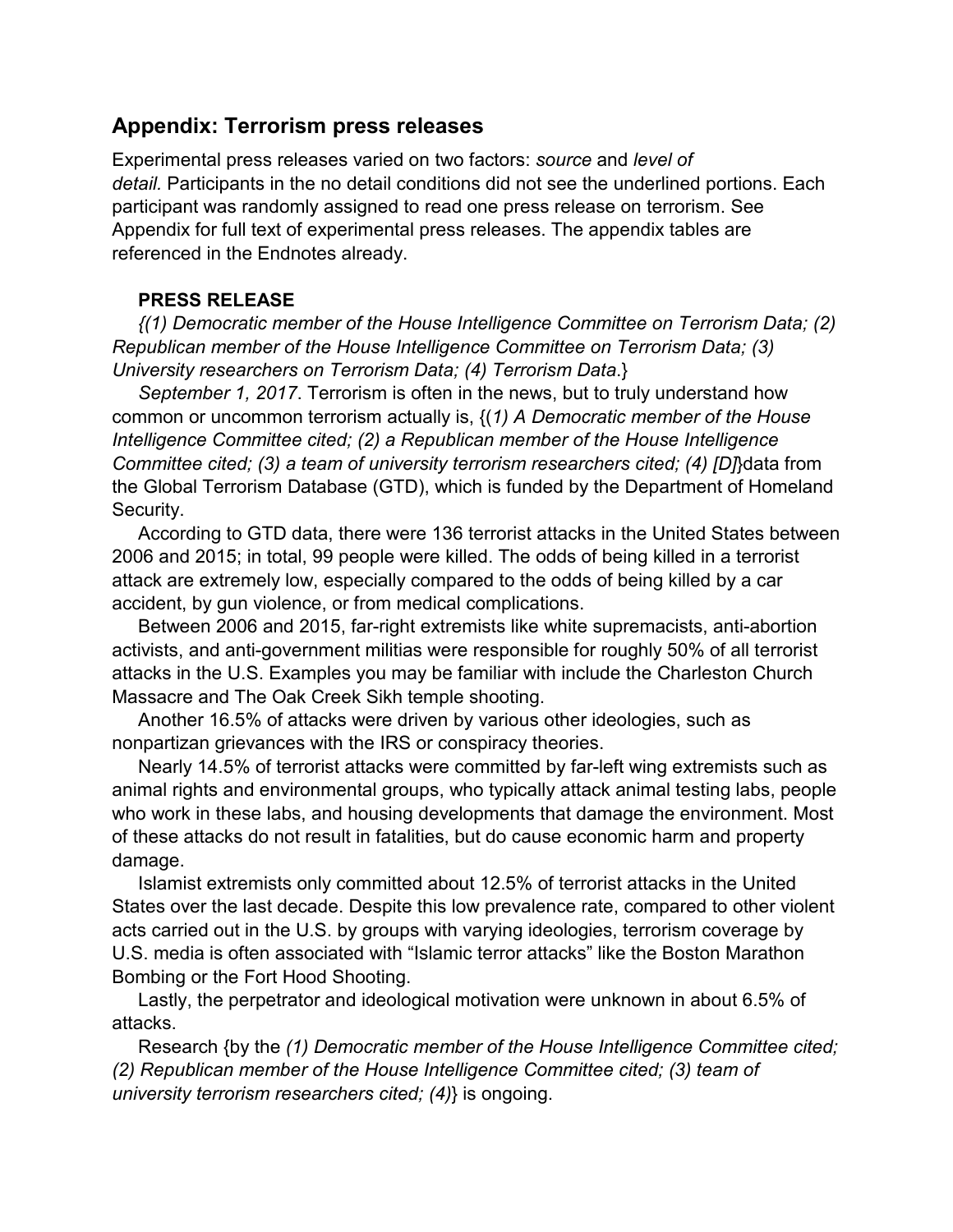## Appendix: Terrorism press releases

Experimental press releases varied on two factors: *source* and *level of detail.* Participants in the no detail conditions did not see the underlined portions. Each participant was randomly assigned to read one press release on terrorism. See Appendix for full text of experimental press releases. The appendix tables are referenced in the Endnotes already.

**PRESS RELEASE**

*{(1) Democratic member of the House Intelligence Committee on Terrorism Data; (2) Republican member of the House Intelligence Committee on Terrorism Data; (3) University researchers on Terrorism Data; (4) Terrorism Data*.}

*September 1, 2017*. Terrorism is often in the news, but to truly understand how common or uncommon terrorism actually is, {(*1) A Democratic member of the House Intelligence Committee cited; (2) a Republican member of the House Intelligence Committee cited; (3) a team of university terrorism researchers cited; (4) [D]*}data from the Global Terrorism Database (GTD), which is funded by the Department of Homeland Security.

According to GTD data, there were 136 terrorist attacks in the United States between 2006 and 2015; in total, 99 people were killed. The odds of being killed in a terrorist attack are extremely low, especially compared to the odds of being killed by a car accident, by gun violence, or from medical complications.

Between 2006 and 2015, far-right extremists like white supremacists, anti-abortion activists, and anti-government militias were responsible for roughly 50% of all terrorist attacks in the U.S. Examples you may be familiar with include the Charleston Church Massacre and The Oak Creek Sikh temple shooting.

Another 16.5% of attacks were driven by various other ideologies, such as nonpartizan grievances with the IRS or conspiracy theories.

Nearly 14.5% of terrorist attacks were committed by far-left wing extremists such as animal rights and environmental groups, who typically attack animal testing labs, people who work in these labs, and housing developments that damage the environment. Most of these attacks do not result in fatalities, but do cause economic harm and property damage.

Islamist extremists only committed about 12.5% of terrorist attacks in the United States over the last decade. Despite this low prevalence rate, compared to other violent acts carried out in the U.S. by groups with varying ideologies, terrorism coverage by U.S. media is often associated with "Islamic terror attacks" like the Boston Marathon Bombing or the Fort Hood Shooting.

Lastly, the perpetrator and ideological motivation were unknown in about 6.5% of attacks.

Research {by the *(1) Democratic member of the House Intelligence Committee cited; (2) Republican member of the House Intelligence Committee cited; (3) team of university terrorism researchers cited; (4)*} is ongoing.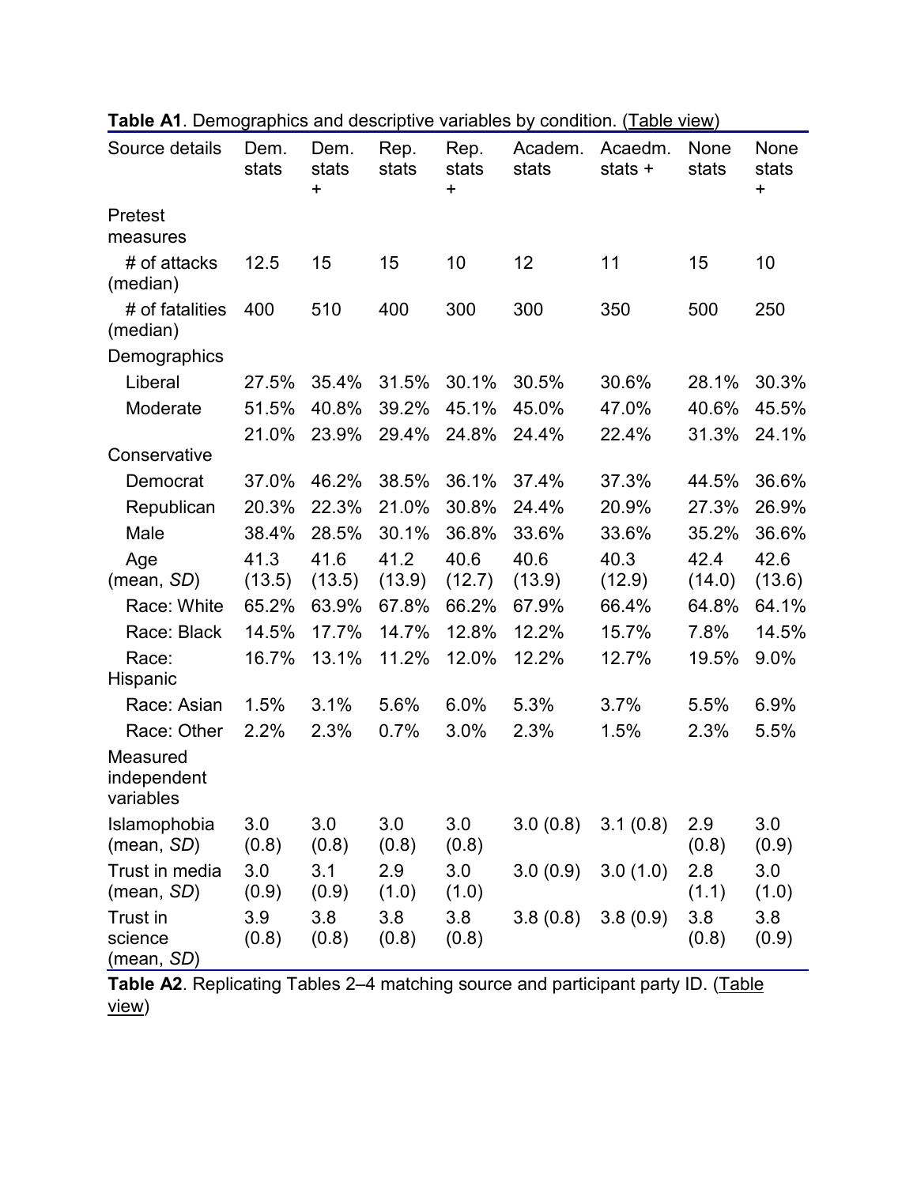**Table A1**. Demographics and descriptive variables by condition. (Table view)

| Source details | Dem. stats | Dem. stats + | Rep. stats | Rep. stats + | Academ. stats | Acaedm. stats + | None stats | None stats + |
|---|---|---|---|---|---|---|---|---|
| Pretest measures | | | | | | | | |
| # of attacks (median) | 12.5 | 15 | 15 | 10 | 12 | 11 | 15 | 10 |
| # of fatalities (median) | 400 | 510 | 400 | 300 | 300 | 350 | 500 | 250 |
| Demographics | | | | | | | | |
| Liberal | 27.5% | 35.4% | 31.5% | 30.1% | 30.5% | 30.6% | 28.1% | 30.3% |
| Moderate | 51.5% | 40.8% | 39.2% | 45.1% | 45.0% | 47.0% | 40.6% | 45.5% |
| Conservative | 21.0% | 23.9% | 29.4% | 24.8% | 24.4% | 22.4% | 31.3% | 24.1% |
| Democrat | 37.0% | 46.2% | 38.5% | 36.1% | 37.4% | 37.3% | 44.5% | 36.6% |
| Republican | 20.3% | 22.3% | 21.0% | 30.8% | 24.4% | 20.9% | 27.3% | 26.9% |
| Male | 38.4% | 28.5% | 30.1% | 36.8% | 33.6% | 33.6% | 35.2% | 36.6% |
| Age (mean, *SD*) | 41.3 (13.5) | 41.6 (13.5) | 41.2 (13.9) | 40.6 (12.7) | 40.6 (13.9) | 40.3 (12.9) | 42.4 (14.0) | 42.6 (13.6) |
| Race: White | 65.2% | 63.9% | 67.8% | 66.2% | 67.9% | 66.4% | 64.8% | 64.1% |
| Race: Black | 14.5% | 17.7% | 14.7% | 12.8% | 12.2% | 15.7% | 7.8% | 14.5% |
| Race: Hispanic | 16.7% | 13.1% | 11.2% | 12.0% | 12.2% | 12.7% | 19.5% | 9.0% |
| Race: Asian | 1.5% | 3.1% | 5.6% | 6.0% | 5.3% | 3.7% | 5.5% | 6.9% |
| Race: Other | 2.2% | 2.3% | 0.7% | 3.0% | 2.3% | 1.5% | 2.3% | 5.5% |
| Measured independent variables | | | | | | | | |
| Islamophobia (mean, *SD*) | 3.0 (0.8) | 3.0 (0.8) | 3.0 (0.8) | 3.0 (0.8) | 3.0 (0.8) | 3.1 (0.8) | 2.9 (0.8) | 3.0 (0.9) |
| Trust in media (mean, *SD*) | 3.0 (0.9) | 3.1 (0.9) | 2.9 (1.0) | 3.0 (1.0) | 3.0 (0.9) | 3.0 (1.0) | 2.8 (1.1) | 3.0 (1.0) |
| Trust in science (mean, *SD*) | 3.9 (0.8) | 3.8 (0.8) | 3.8 (0.8) | 3.8 (0.8) | 3.8 (0.8) | 3.8 (0.9) | 3.8 (0.8) | 3.8 (0.9) |

**Table A2**. Replicating Tables 2–4 matching source and participant party ID. (Table view)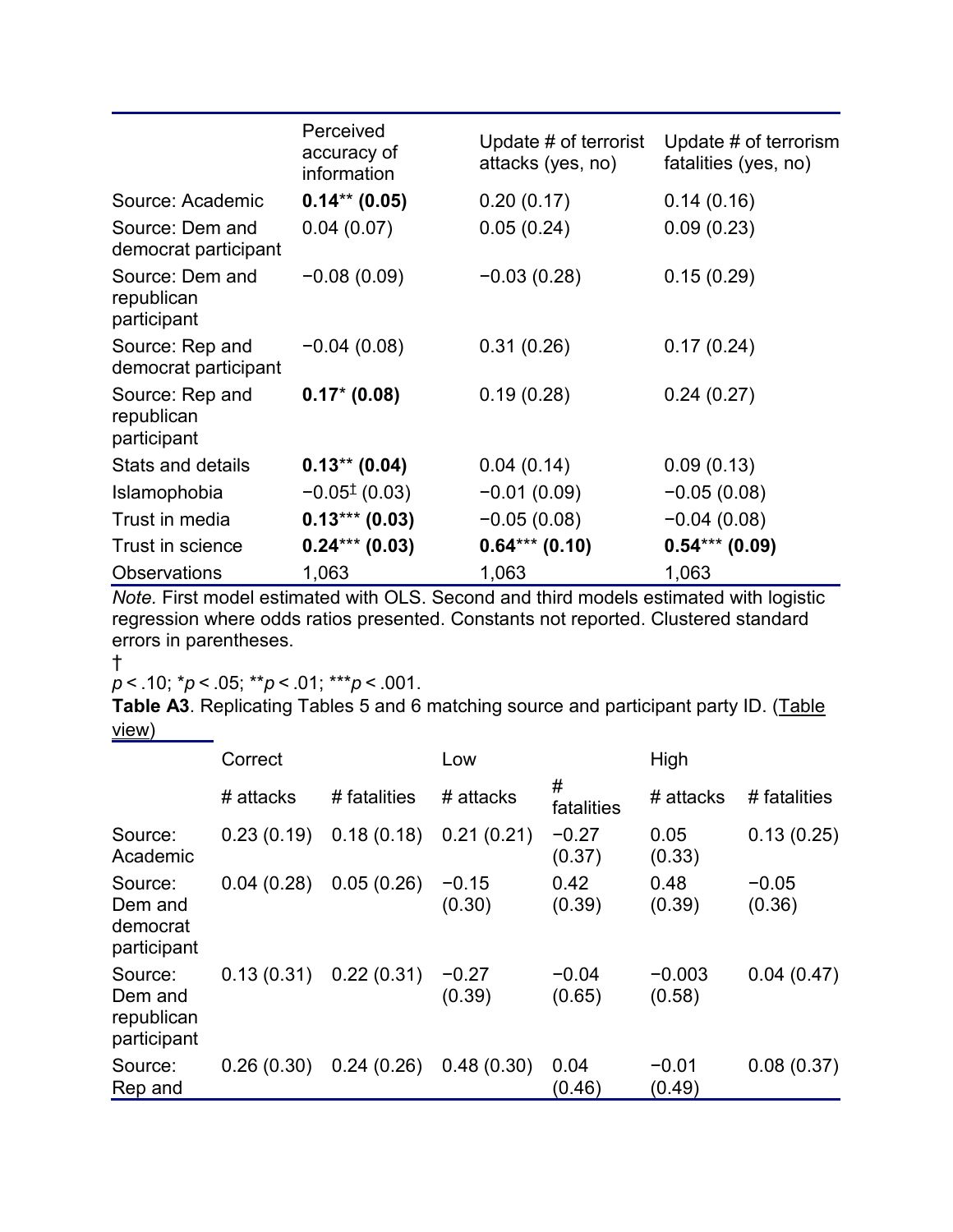| | Perceived accuracy of information | Update # of terrorist attacks (yes, no) | Update # of terrorism fatalities (yes, no) |
|---|---|---|---|
| Source: Academic | **0.14** (0.05)** | 0.20 (0.17) | 0.14 (0.16) |
| Source: Dem and democrat participant | 0.04 (0.07) | 0.05 (0.24) | 0.09 (0.23) |
| Source: Dem and republican participant | −0.08 (0.09) | −0.03 (0.28) | 0.15 (0.29) |
| Source: Rep and democrat participant | −0.04 (0.08) | 0.31 (0.26) | 0.17 (0.24) |
| Source: Rep and republican participant | **0.17* (0.08)** | 0.19 (0.28) | 0.24 (0.27) |
| Stats and details | **0.13** (0.04)** | 0.04 (0.14) | 0.09 (0.13) |
| Islamophobia | −0.05‡ (0.03) | −0.01 (0.09) | −0.05 (0.08) |
| Trust in media | **0.13*** (0.03)** | −0.05 (0.08) | −0.04 (0.08) |
| Trust in science | **0.24*** (0.03)** | **0.64*** (0.10)** | **0.54*** (0.09)** |
| Observations | 1,063 | 1,063 | 1,063 |

*Note.* First model estimated with OLS. Second and third models estimated with logistic regression where odds ratios presented. Constants not reported. Clustered standard errors in parentheses.

†

*p* < .10; **p* < .05; ***p* < .01; ****p* < .001.

**Table A3**. Replicating Tables 5 and 6 matching source and participant party ID. (Table view)

| | Correct | | Low | | High | |
|---|---|---|---|---|---|---|
| | # attacks | # fatalities | # attacks | # fatalities | # attacks | # fatalities |
| Source: Academic | 0.23 (0.19) | 0.18 (0.18) | 0.21 (0.21) | −0.27 (0.37) | 0.05 (0.33) | 0.13 (0.25) |
| Source: Dem and democrat participant | 0.04 (0.28) | 0.05 (0.26) | −0.15 (0.30) | 0.42 (0.39) | 0.48 (0.39) | −0.05 (0.36) |
| Source: Dem and republican participant | 0.13 (0.31) | 0.22 (0.31) | −0.27 (0.39) | −0.04 (0.65) | −0.003 (0.58) | 0.04 (0.47) |
| Source: Rep and | 0.26 (0.30) | 0.24 (0.26) | 0.48 (0.30) | 0.04 (0.46) | −0.01 (0.49) | 0.08 (0.37) |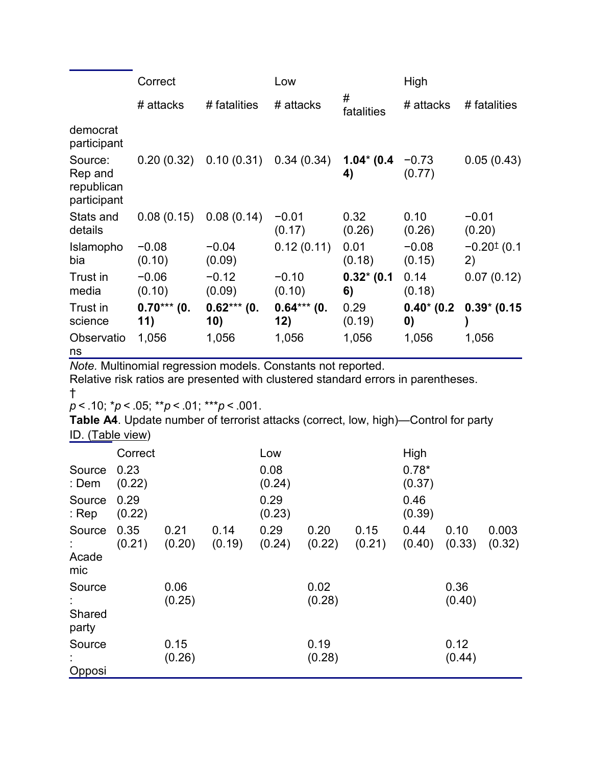| | Correct | | Low | | High | |
|---|---|---|---|---|---|---|
| | # attacks | # fatalities | # attacks | # fatalities | # attacks | # fatalities |
| democrat participant | | | | | | |
| Source: Rep and republican participant | 0.20 (0.32) | 0.10 (0.31) | 0.34 (0.34) | **1.04*** **(0.44)** | −0.73 (0.77) | 0.05 (0.43) |
| Stats and details | 0.08 (0.15) | 0.08 (0.14) | −0.01 (0.17) | 0.32 (0.26) | 0.10 (0.26) | −0.01 (0.20) |
| Islamophobia | −0.08 (0.10) | −0.04 (0.09) | 0.12 (0.11) | 0.01 (0.18) | −0.08 (0.15) | −0.20† (0.12) |
| Trust in media | −0.06 (0.10) | −0.12 (0.09) | −0.10 (0.10) | **0.32*** **(0.16)** | 0.14 (0.18) | 0.07 (0.12) |
| Trust in science | **0.70***** **(0.11)** | **0.62***** **(0.10)** | **0.64***** **(0.12)** | 0.29 (0.19) | **0.40*** **(0.20)** | **0.39*** **(0.15)** |
| Observations | 1,056 | 1,056 | 1,056 | 1,056 | 1,056 | 1,056 |

*Note.* Multinomial regression models. Constants not reported.
Relative risk ratios are presented with clustered standard errors in parentheses.
†
$p < .10$; \*$p < .05$; \*\*$p < .01$; \*\*\*$p < .001$.

**Table A4**. Update number of terrorist attacks (correct, low, high)—Control for party ID. (Table view)

| | Correct | | | Low | | | High | | |
|---|---|---|---|---|---|---|---|---|---|
| Source: Dem | 0.23 (0.22) | | | 0.08 (0.24) | | | 0.78* (0.37) | | |
| Source: Rep | 0.29 (0.22) | | | 0.29 (0.23) | | | 0.46 (0.39) | | |
| Source: Academic | 0.35 (0.21) | 0.21 (0.20) | 0.14 (0.19) | 0.29 (0.24) | 0.20 (0.22) | 0.15 (0.21) | 0.44 (0.40) | 0.10 (0.33) | 0.003 (0.32) |
| Source: Shared party | | 0.06 (0.25) | | | 0.02 (0.28) | | | 0.36 (0.40) | |
| Source: Opposi | | 0.15 (0.26) | | | 0.19 (0.28) | | | 0.12 (0.44) | |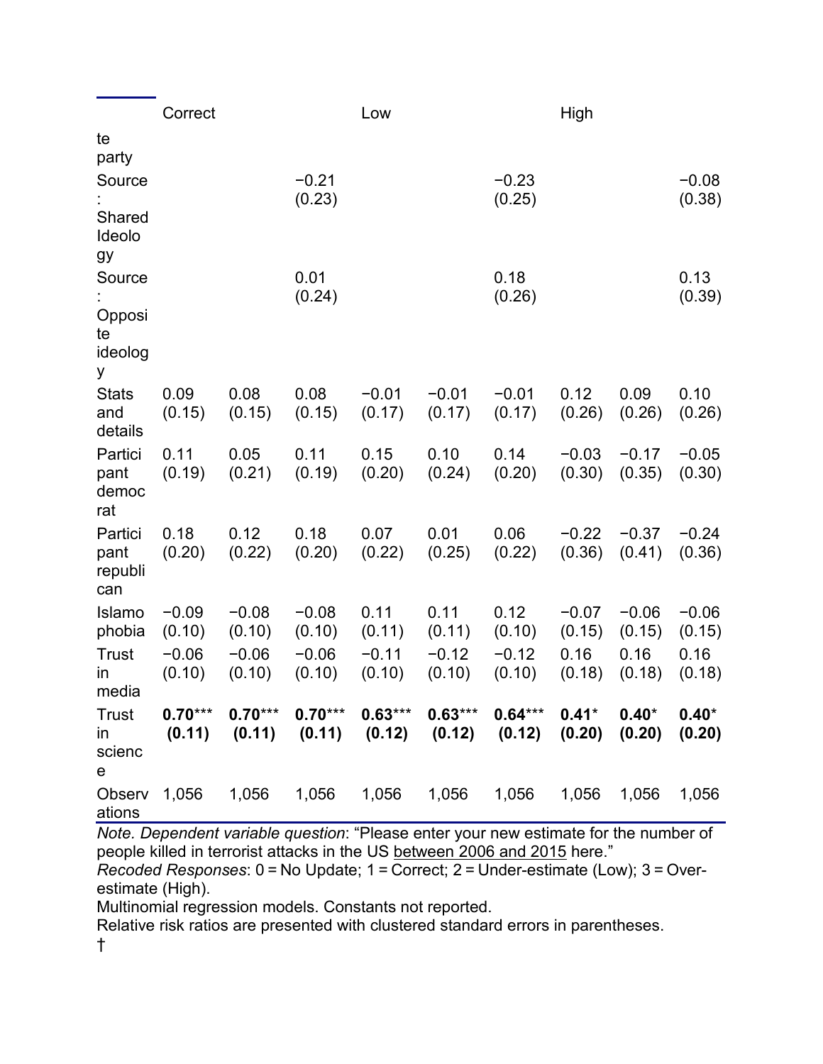| | Correct | | | Low | | | High | | |
|---|---|---|---|---|---|---|---|---|---|
| te party | | | | | | | | | |
| Source: Shared Ideology | | | −0.21 (0.23) | | | −0.23 (0.25) | | | −0.08 (0.38) |
| Source: Opposite ideology | | | 0.01 (0.24) | | | 0.18 (0.26) | | | 0.13 (0.39) |
| Stats and details | 0.09 (0.15) | 0.08 (0.15) | 0.08 (0.15) | −0.01 (0.17) | −0.01 (0.17) | −0.01 (0.17) | 0.12 (0.26) | 0.09 (0.26) | 0.10 (0.26) |
| Participant democrat | 0.11 (0.19) | 0.05 (0.21) | 0.11 (0.19) | 0.15 (0.20) | 0.10 (0.24) | 0.14 (0.20) | −0.03 (0.30) | −0.17 (0.35) | −0.05 (0.30) |
| Participant republican | 0.18 (0.20) | 0.12 (0.22) | 0.18 (0.20) | 0.07 (0.22) | 0.01 (0.25) | 0.06 (0.22) | −0.22 (0.36) | −0.37 (0.41) | −0.24 (0.36) |
| Islamophobia | −0.09 (0.10) | −0.08 (0.10) | −0.08 (0.10) | 0.11 (0.11) | 0.11 (0.11) | 0.12 (0.10) | −0.07 (0.15) | −0.06 (0.15) | −0.06 (0.15) |
| Trust in media | −0.06 (0.10) | −0.06 (0.10) | −0.06 (0.10) | −0.11 (0.10) | −0.12 (0.10) | −0.12 (0.10) | 0.16 (0.18) | 0.16 (0.18) | 0.16 (0.18) |
| Trust in science | **0.70\*\*\* (0.11)** | **0.70\*\*\* (0.11)** | **0.70\*\*\* (0.11)** | **0.63\*\*\* (0.12)** | **0.63\*\*\* (0.12)** | **0.64\*\*\* (0.12)** | **0.41\* (0.20)** | **0.40\* (0.20)** | **0.40\* (0.20)** |
| Observations | 1,056 | 1,056 | 1,056 | 1,056 | 1,056 | 1,056 | 1,056 | 1,056 | 1,056 |

*Note. Dependent variable question*: "Please enter your new estimate for the number of people killed in terrorist attacks in the US between 2006 and 2015 here."

*Recoded Responses*: 0 = No Update; 1 = Correct; 2 = Under-estimate (Low); 3 = Over-estimate (High).

Multinomial regression models. Constants not reported.

Relative risk ratios are presented with clustered standard errors in parentheses.

†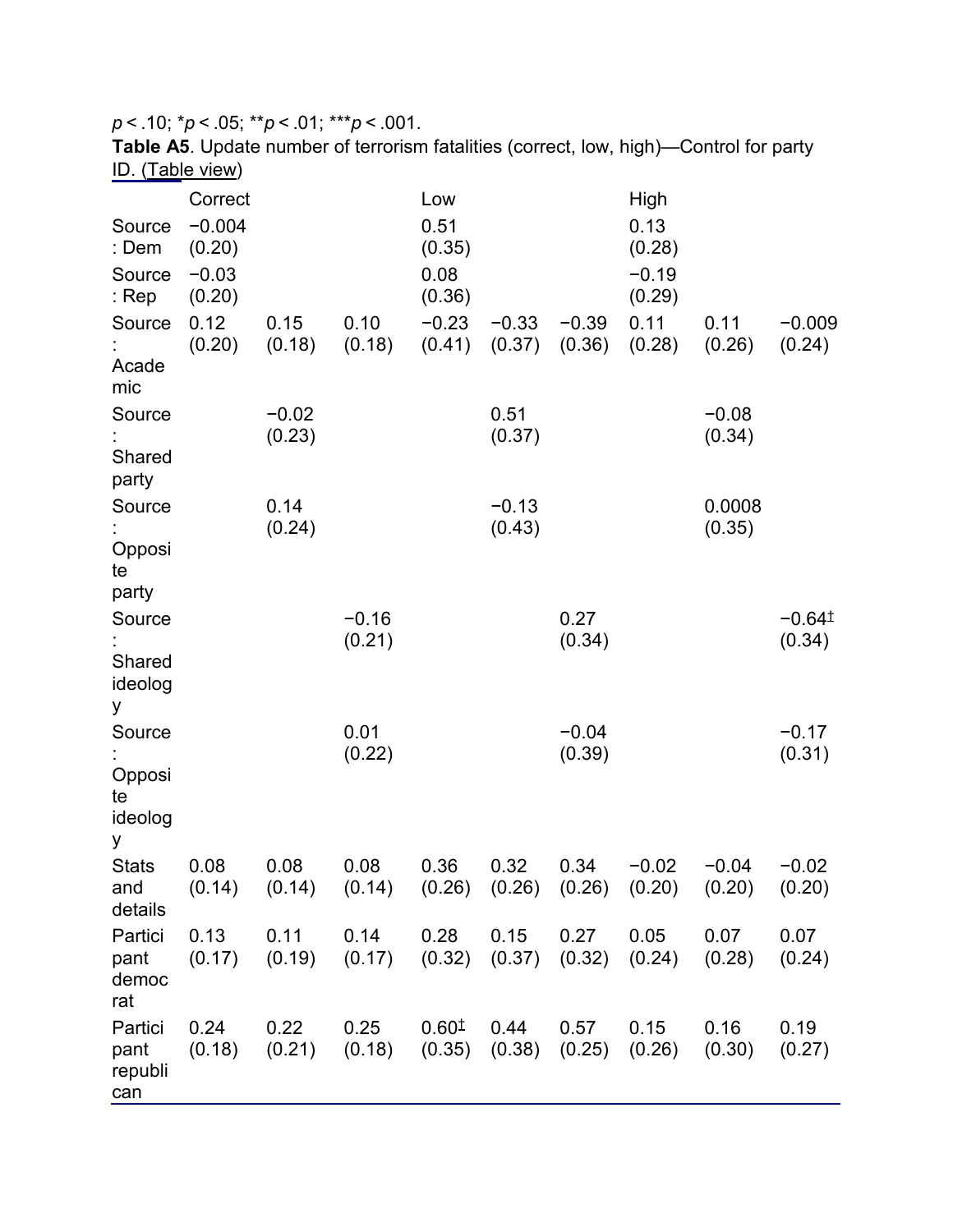$^{‡}p < .10$; $^{*}p < .05$; $^{**}p < .01$; $^{***}p < .001$.

**Table A5**. Update number of terrorism fatalities (correct, low, high)—Control for party ID. (Table view)

| | Correct | | | Low | | | High | | |
|---|---|---|---|---|---|---|---|---|---|
| Source: Dem | −0.004 (0.20) | | | 0.51 (0.35) | | | 0.13 (0.28) | | |
| Source: Rep | −0.03 (0.20) | | | 0.08 (0.36) | | | −0.19 (0.29) | | |
| Source: Academic | 0.12 (0.20) | 0.15 (0.18) | 0.10 (0.18) | −0.23 (0.41) | −0.33 (0.37) | −0.39 (0.36) | 0.11 (0.28) | 0.11 (0.26) | −0.009 (0.24) |
| Source: Shared party | | −0.02 (0.23) | | | 0.51 (0.37) | | | −0.08 (0.34) | |
| Source: Opposite party | | 0.14 (0.24) | | | −0.13 (0.43) | | | 0.0008 (0.35) | |
| Source: Shared ideology | | | −0.16 (0.21) | | | 0.27 (0.34) | | | −0.64‡ (0.34) |
| Source: Opposite ideology | | | 0.01 (0.22) | | | −0.04 (0.39) | | | −0.17 (0.31) |
| Stats and details | 0.08 (0.14) | 0.08 (0.14) | 0.08 (0.14) | 0.36 (0.26) | 0.32 (0.26) | 0.34 (0.26) | −0.02 (0.20) | −0.04 (0.20) | −0.02 (0.20) |
| Participant democrat | 0.13 (0.17) | 0.11 (0.19) | 0.14 (0.17) | 0.28 (0.32) | 0.15 (0.37) | 0.27 (0.32) | 0.05 (0.24) | 0.07 (0.28) | 0.07 (0.24) |
| Participant republican | 0.24 (0.18) | 0.22 (0.21) | 0.25 (0.18) | 0.60‡ (0.35) | 0.44 (0.38) | 0.57 (0.25) | 0.15 (0.26) | 0.16 (0.30) | 0.19 (0.27) |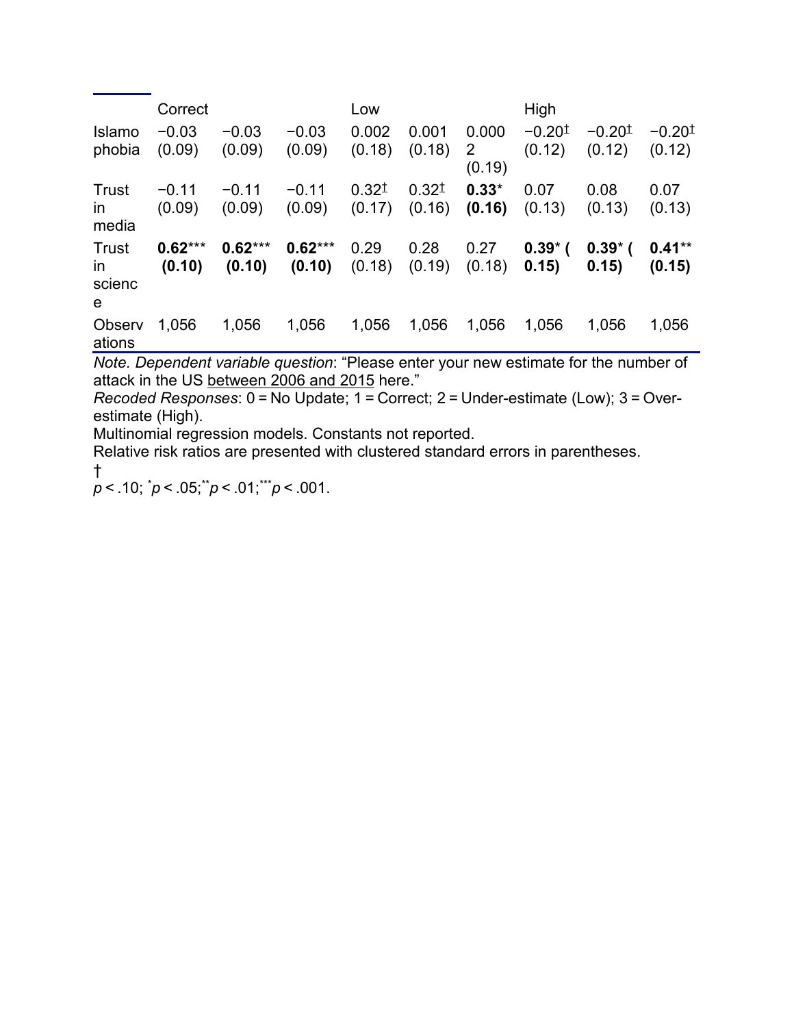| | Correct | | | Low | | | High | | |
|---|---|---|---|---|---|---|---|---|---|
| Islamophobia | −0.03 (0.09) | −0.03 (0.09) | −0.03 (0.09) | 0.002 (0.18) | 0.001 (0.18) | 0.0002 (0.19) | −0.20‡ (0.12) | −0.20‡ (0.12) | −0.20‡ (0.12) |
| Trust in media | −0.11 (0.09) | −0.11 (0.09) | −0.11 (0.09) | 0.32‡ (0.17) | 0.32‡ (0.16) | **0.33*** **(0.16)** | 0.07 (0.13) | 0.08 (0.13) | 0.07 (0.13) |
| Trust in science | **0.62*** (0.10)** | **0.62*** (0.10)** | **0.62*** (0.10)** | 0.29 (0.18) | 0.28 (0.19) | 0.27 (0.18) | **0.39* (0.15)** | **0.39* (0.15)** | **0.41** (0.15)** |
| Observations | 1,056 | 1,056 | 1,056 | 1,056 | 1,056 | 1,056 | 1,056 | 1,056 | 1,056 |

*Note. Dependent variable question*: "Please enter your new estimate for the number of attack in the US between 2006 and 2015 here."

*Recoded Responses*: 0 = No Update; 1 = Correct; 2 = Under-estimate (Low); 3 = Over-estimate (High).

Multinomial regression models. Constants not reported.

Relative risk ratios are presented with clustered standard errors in parentheses.

† $p < .10$; \* $p < .05$; \*\* $p < .01$; \*\*\* $p < .001$.